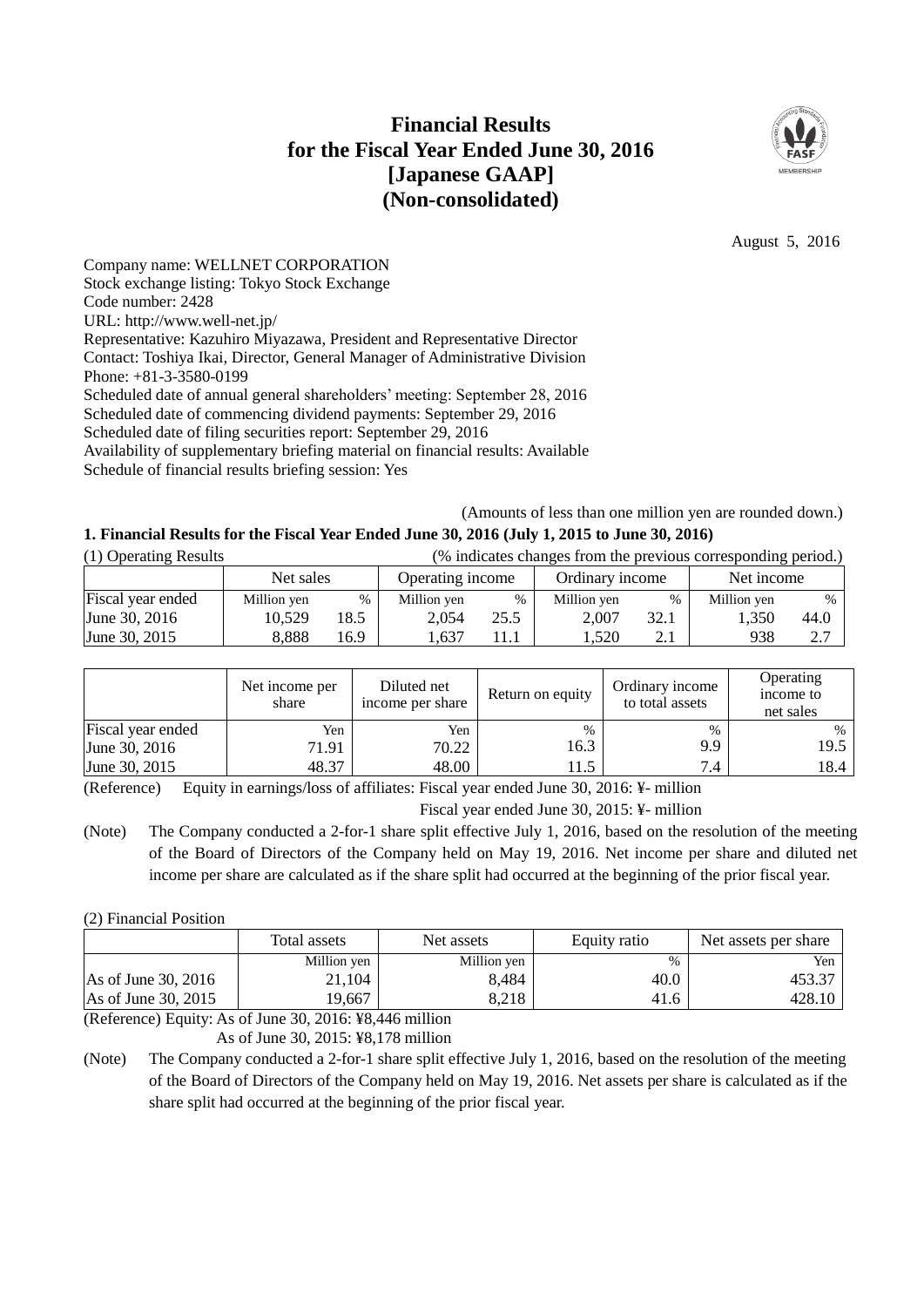# Financial Results for the Fiscal Year Ended June 30, 2016 [Japanese GAAP] (Non-consolidated)

August 5, 2016

Company name: WELLNET CORPORATION
Stock exchange listing: Tokyo Stock Exchange
Code number: 2428
URL: http://www.well-net.jp/
Representative: Kazuhiro Miyazawa, President and Representative Director
Contact: Toshiya Ikai, Director, General Manager of Administrative Division
Phone: +81-3-3580-0199
Scheduled date of annual general shareholders' meeting: September 28, 2016
Scheduled date of commencing dividend payments: September 29, 2016
Scheduled date of filing securities report: September 29, 2016
Availability of supplementary briefing material on financial results: Available
Schedule of financial results briefing session: Yes

(Amounts of less than one million yen are rounded down.)

## 1. Financial Results for the Fiscal Year Ended June 30, 2016 (July 1, 2015 to June 30, 2016)

(1) Operating Results (% indicates changes from the previous corresponding period.)

| | Net sales | | Operating income | | Ordinary income | | Net income | |
|---|---|---|---|---|---|---|---|---|
| Fiscal year ended | Million yen | % | Million yen | % | Million yen | % | Million yen | % |
| June 30, 2016 | 10,529 | 18.5 | 2,054 | 25.5 | 2,007 | 32.1 | 1,350 | 44.0 |
| June 30, 2015 | 8,888 | 16.9 | 1,637 | 11.1 | 1,520 | 2.1 | 938 | 2.7 |

| | Net income per share | Diluted net income per share | Return on equity | Ordinary income to total assets | Operating income to net sales |
|---|---|---|---|---|---|
| Fiscal year ended | Yen | Yen | % | % | % |
| June 30, 2016 | 71.91 | 70.22 | 16.3 | 9.9 | 19.5 |
| June 30, 2015 | 48.37 | 48.00 | 11.5 | 7.4 | 18.4 |

(Reference) Equity in earnings/loss of affiliates: Fiscal year ended June 30, 2016: ¥- million
Fiscal year ended June 30, 2015: ¥- million

(Note) The Company conducted a 2-for-1 share split effective July 1, 2016, based on the resolution of the meeting of the Board of Directors of the Company held on May 19, 2016. Net income per share and diluted net income per share are calculated as if the share split had occurred at the beginning of the prior fiscal year.

(2) Financial Position

| | Total assets | Net assets | Equity ratio | Net assets per share |
|---|---|---|---|---|
| | Million yen | Million yen | % | Yen |
| As of June 30, 2016 | 21,104 | 8,484 | 40.0 | 453.37 |
| As of June 30, 2015 | 19,667 | 8,218 | 41.6 | 428.10 |

(Reference) Equity: As of June 30, 2016: ¥8,446 million
As of June 30, 2015: ¥8,178 million

(Note) The Company conducted a 2-for-1 share split effective July 1, 2016, based on the resolution of the meeting of the Board of Directors of the Company held on May 19, 2016. Net assets per share is calculated as if the share split had occurred at the beginning of the prior fiscal year.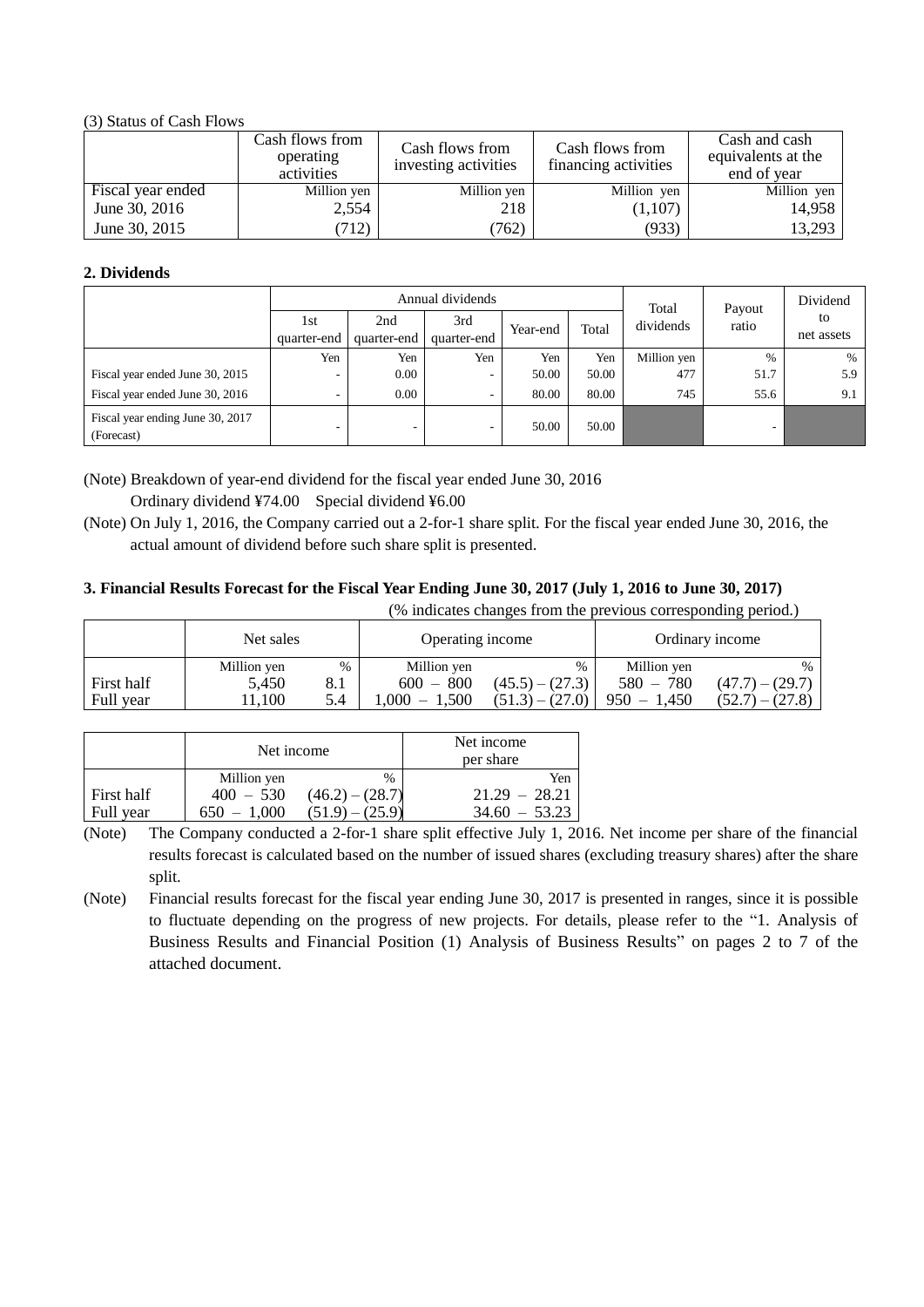(3) Status of Cash Flows

| | Cash flows from operating activities | Cash flows from investing activities | Cash flows from financing activities | Cash and cash equivalents at the end of year |
|---|---|---|---|---|
| Fiscal year ended | Million yen | Million yen | Million yen | Million yen |
| June 30, 2016 | 2,554 | 218 | (1,107) | 14,958 |
| June 30, 2015 | (712) | (762) | (933) | 13,293 |

**2. Dividends**

| | Annual dividends | | | | | Total dividends | Payout ratio | Dividend to net assets |
|---|---|---|---|---|---|---|---|---|
| | 1st quarter-end | 2nd quarter-end | 3rd quarter-end | Year-end | Total | | | |
| | Yen | Yen | Yen | Yen | Yen | Million yen | % | % |
| Fiscal year ended June 30, 2015 | - | 0.00 | - | 50.00 | 50.00 | 477 | 51.7 | 5.9 |
| Fiscal year ended June 30, 2016 | - | 0.00 | - | 80.00 | 80.00 | 745 | 55.6 | 9.1 |
| Fiscal year ending June 30, 2017 (Forecast) | - | - | - | 50.00 | 50.00 | | - | |

(Note) Breakdown of year-end dividend for the fiscal year ended June 30, 2016
Ordinary dividend ¥74.00 Special dividend ¥6.00

(Note) On July 1, 2016, the Company carried out a 2-for-1 share split. For the fiscal year ended June 30, 2016, the actual amount of dividend before such share split is presented.

**3. Financial Results Forecast for the Fiscal Year Ending June 30, 2017 (July 1, 2016 to June 30, 2017)**

(% indicates changes from the previous corresponding period.)

| | Net sales | | Operating income | | Ordinary income | |
|---|---|---|---|---|---|---|
| | Million yen | % | Million yen | % | Million yen | % |
| First half | 5,450 | 8.1 | 600 – 800 | (45.5) – (27.3) | 580 – 780 | (47.7) – (29.7) |
| Full year | 11,100 | 5.4 | 1,000 – 1,500 | (51.3) – (27.0) | 950 – 1,450 | (52.7) – (27.8) |

| | Net income | | Net income per share |
|---|---|---|---|
| | Million yen | % | Yen |
| First half | 400 – 530 | (46.2) – (28.7) | 21.29 – 28.21 |
| Full year | 650 – 1,000 | (51.9) – (25.9) | 34.60 – 53.23 |

(Note) The Company conducted a 2-for-1 share split effective July 1, 2016. Net income per share of the financial results forecast is calculated based on the number of issued shares (excluding treasury shares) after the share split.

(Note) Financial results forecast for the fiscal year ending June 30, 2017 is presented in ranges, since it is possible to fluctuate depending on the progress of new projects. For details, please refer to the "1. Analysis of Business Results and Financial Position (1) Analysis of Business Results" on pages 2 to 7 of the attached document.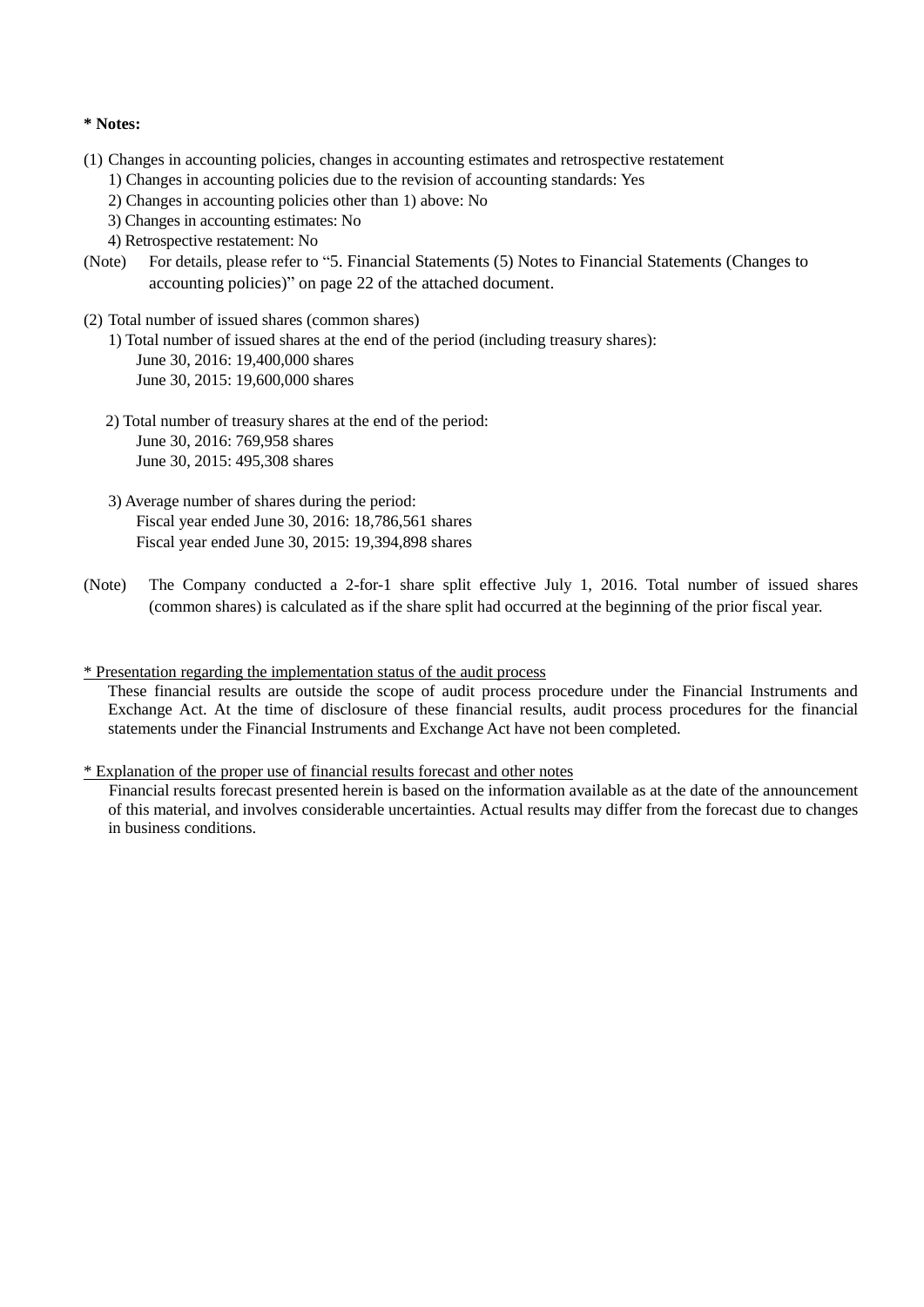**\* Notes:**

(1) Changes in accounting policies, changes in accounting estimates and retrospective restatement
   1) Changes in accounting policies due to the revision of accounting standards: Yes
   2) Changes in accounting policies other than 1) above: No
   3) Changes in accounting estimates: No
   4) Retrospective restatement: No

(Note) For details, please refer to "5. Financial Statements (5) Notes to Financial Statements (Changes to accounting policies)" on page 22 of the attached document.

(2) Total number of issued shares (common shares)
   1) Total number of issued shares at the end of the period (including treasury shares):
      June 30, 2016: 19,400,000 shares
      June 30, 2015: 19,600,000 shares

   2) Total number of treasury shares at the end of the period:
      June 30, 2016: 769,958 shares
      June 30, 2015: 495,308 shares

   3) Average number of shares during the period:
      Fiscal year ended June 30, 2016: 18,786,561 shares
      Fiscal year ended June 30, 2015: 19,394,898 shares

(Note) The Company conducted a 2-for-1 share split effective July 1, 2016. Total number of issued shares (common shares) is calculated as if the share split had occurred at the beginning of the prior fiscal year.

<u>\* Presentation regarding the implementation status of the audit process</u>

These financial results are outside the scope of audit process procedure under the Financial Instruments and Exchange Act. At the time of disclosure of these financial results, audit process procedures for the financial statements under the Financial Instruments and Exchange Act have not been completed.

<u>\* Explanation of the proper use of financial results forecast and other notes</u>

Financial results forecast presented herein is based on the information available as at the date of the announcement of this material, and involves considerable uncertainties. Actual results may differ from the forecast due to changes in business conditions.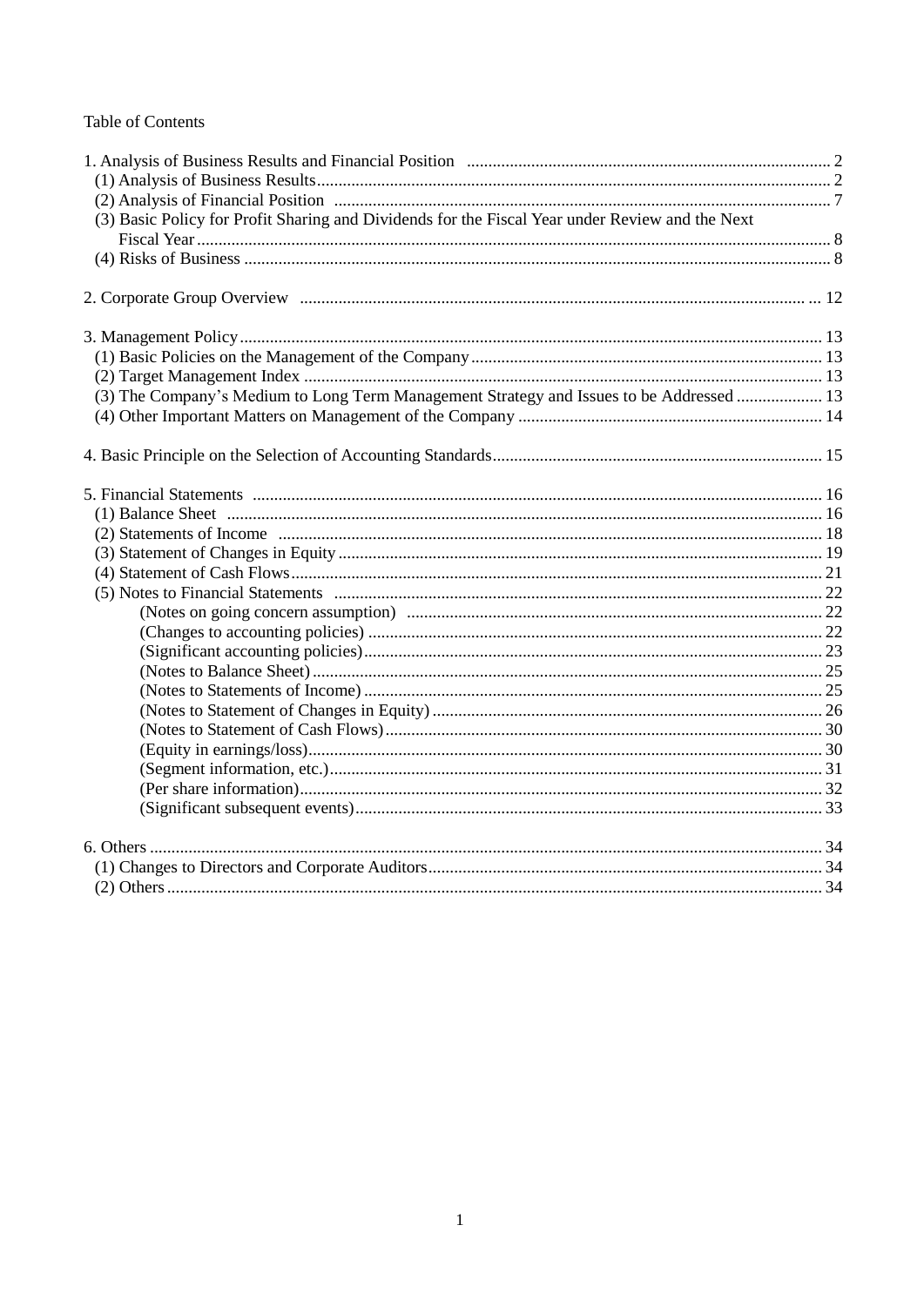Table of Contents

1. Analysis of Business Results and Financial Position .......... 2
  (1) Analysis of Business Results .......... 2
  (2) Analysis of Financial Position .......... 7
  (3) Basic Policy for Profit Sharing and Dividends for the Fiscal Year under Review and the Next Fiscal Year .......... 8
  (4) Risks of Business .......... 8

2. Corporate Group Overview .......... 12

3. Management Policy .......... 13
  (1) Basic Policies on the Management of the Company .......... 13
  (2) Target Management Index .......... 13
  (3) The Company's Medium to Long Term Management Strategy and Issues to be Addressed .......... 13
  (4) Other Important Matters on Management of the Company .......... 14

4. Basic Principle on the Selection of Accounting Standards .......... 15

5. Financial Statements .......... 16
  (1) Balance Sheet .......... 16
  (2) Statements of Income .......... 18
  (3) Statement of Changes in Equity .......... 19
  (4) Statement of Cash Flows .......... 21
  (5) Notes to Financial Statements .......... 22
    (Notes on going concern assumption) .......... 22
    (Changes to accounting policies) .......... 22
    (Significant accounting policies) .......... 23
    (Notes to Balance Sheet) .......... 25
    (Notes to Statements of Income) .......... 25
    (Notes to Statement of Changes in Equity) .......... 26
    (Notes to Statement of Cash Flows) .......... 30
    (Equity in earnings/loss) .......... 30
    (Segment information, etc.) .......... 31
    (Per share information) .......... 32
    (Significant subsequent events) .......... 33

6. Others .......... 34
  (1) Changes to Directors and Corporate Auditors .......... 34
  (2) Others .......... 34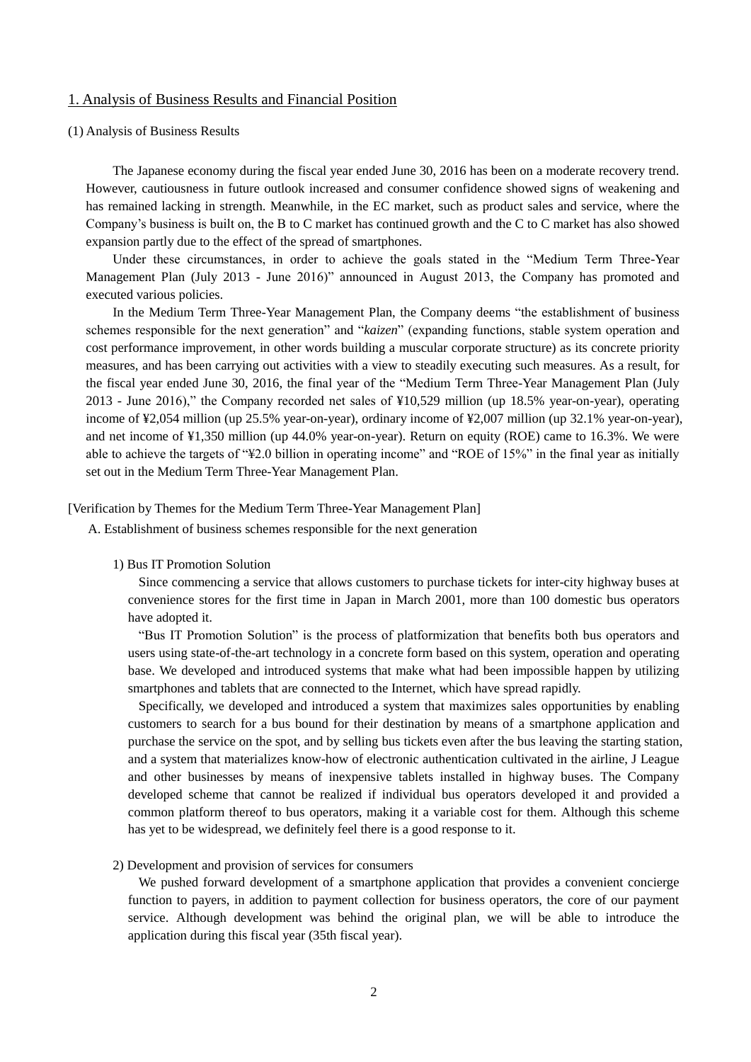## 1. Analysis of Business Results and Financial Position

### (1) Analysis of Business Results

The Japanese economy during the fiscal year ended June 30, 2016 has been on a moderate recovery trend. However, cautiousness in future outlook increased and consumer confidence showed signs of weakening and has remained lacking in strength. Meanwhile, in the EC market, such as product sales and service, where the Company's business is built on, the B to C market has continued growth and the C to C market has also showed expansion partly due to the effect of the spread of smartphones.

Under these circumstances, in order to achieve the goals stated in the "Medium Term Three-Year Management Plan (July 2013 - June 2016)" announced in August 2013, the Company has promoted and executed various policies.

In the Medium Term Three-Year Management Plan, the Company deems "the establishment of business schemes responsible for the next generation" and "*kaizen*" (expanding functions, stable system operation and cost performance improvement, in other words building a muscular corporate structure) as its concrete priority measures, and has been carrying out activities with a view to steadily executing such measures. As a result, for the fiscal year ended June 30, 2016, the final year of the "Medium Term Three-Year Management Plan (July 2013 - June 2016)," the Company recorded net sales of ¥10,529 million (up 18.5% year-on-year), operating income of ¥2,054 million (up 25.5% year-on-year), ordinary income of ¥2,007 million (up 32.1% year-on-year), and net income of ¥1,350 million (up 44.0% year-on-year). Return on equity (ROE) came to 16.3%. We were able to achieve the targets of "¥2.0 billion in operating income" and "ROE of 15%" in the final year as initially set out in the Medium Term Three-Year Management Plan.

[Verification by Themes for the Medium Term Three-Year Management Plan]

A. Establishment of business schemes responsible for the next generation

1) Bus IT Promotion Solution

Since commencing a service that allows customers to purchase tickets for inter-city highway buses at convenience stores for the first time in Japan in March 2001, more than 100 domestic bus operators have adopted it.

"Bus IT Promotion Solution" is the process of platformization that benefits both bus operators and users using state-of-the-art technology in a concrete form based on this system, operation and operating base. We developed and introduced systems that make what had been impossible happen by utilizing smartphones and tablets that are connected to the Internet, which have spread rapidly.

Specifically, we developed and introduced a system that maximizes sales opportunities by enabling customers to search for a bus bound for their destination by means of a smartphone application and purchase the service on the spot, and by selling bus tickets even after the bus leaving the starting station, and a system that materializes know-how of electronic authentication cultivated in the airline, J League and other businesses by means of inexpensive tablets installed in highway buses. The Company developed scheme that cannot be realized if individual bus operators developed it and provided a common platform thereof to bus operators, making it a variable cost for them. Although this scheme has yet to be widespread, we definitely feel there is a good response to it.

2) Development and provision of services for consumers

We pushed forward development of a smartphone application that provides a convenient concierge function to payers, in addition to payment collection for business operators, the core of our payment service. Although development was behind the original plan, we will be able to introduce the application during this fiscal year (35th fiscal year).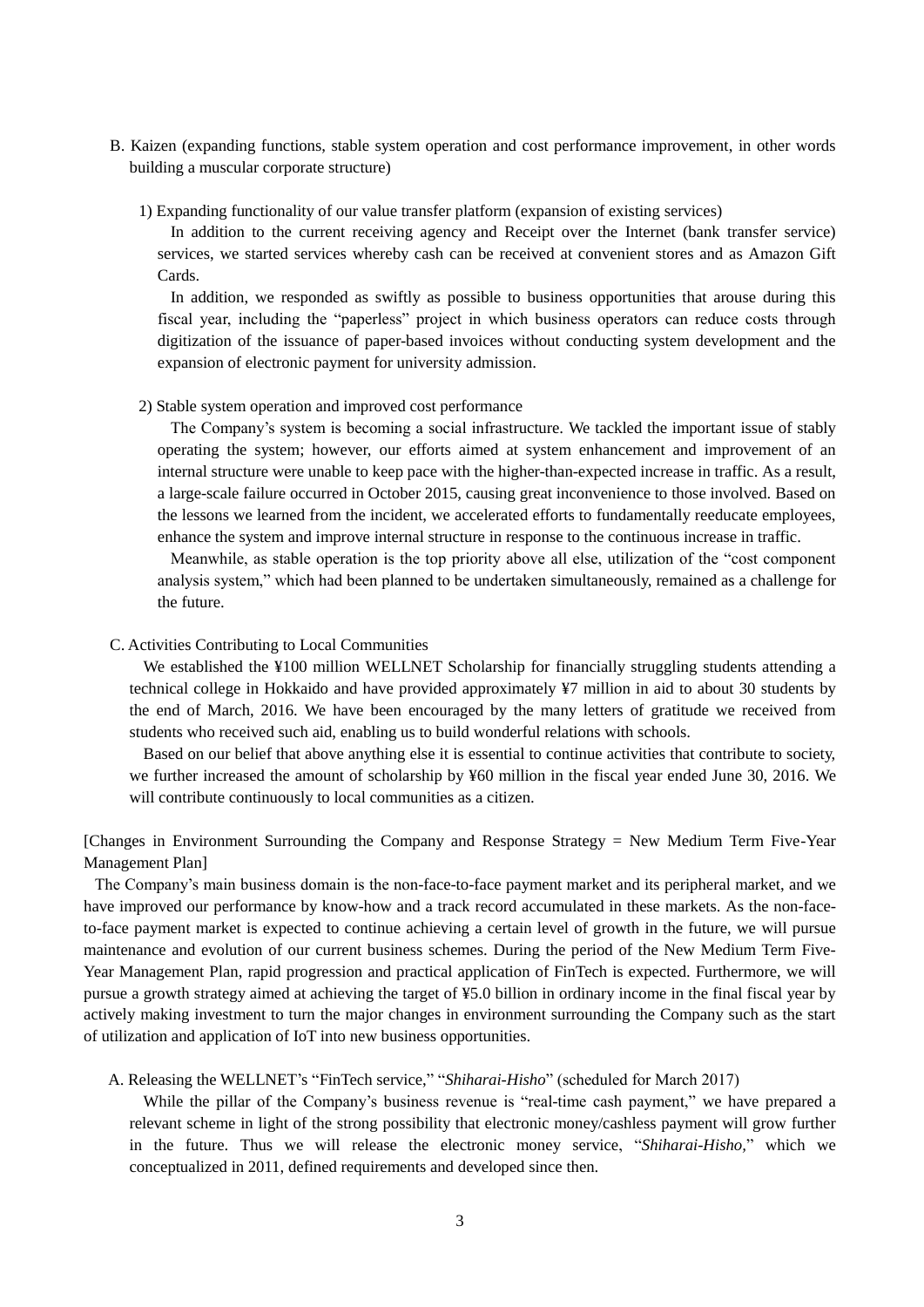B. Kaizen (expanding functions, stable system operation and cost performance improvement, in other words building a muscular corporate structure)

1) Expanding functionality of our value transfer platform (expansion of existing services)

In addition to the current receiving agency and Receipt over the Internet (bank transfer service) services, we started services whereby cash can be received at convenient stores and as Amazon Gift Cards.

In addition, we responded as swiftly as possible to business opportunities that arouse during this fiscal year, including the "paperless" project in which business operators can reduce costs through digitization of the issuance of paper-based invoices without conducting system development and the expansion of electronic payment for university admission.

2) Stable system operation and improved cost performance

The Company's system is becoming a social infrastructure. We tackled the important issue of stably operating the system; however, our efforts aimed at system enhancement and improvement of an internal structure were unable to keep pace with the higher-than-expected increase in traffic. As a result, a large-scale failure occurred in October 2015, causing great inconvenience to those involved. Based on the lessons we learned from the incident, we accelerated efforts to fundamentally reeducate employees, enhance the system and improve internal structure in response to the continuous increase in traffic.

Meanwhile, as stable operation is the top priority above all else, utilization of the "cost component analysis system," which had been planned to be undertaken simultaneously, remained as a challenge for the future.

C. Activities Contributing to Local Communities

We established the ¥100 million WELLNET Scholarship for financially struggling students attending a technical college in Hokkaido and have provided approximately ¥7 million in aid to about 30 students by the end of March, 2016. We have been encouraged by the many letters of gratitude we received from students who received such aid, enabling us to build wonderful relations with schools.

Based on our belief that above anything else it is essential to continue activities that contribute to society, we further increased the amount of scholarship by ¥60 million in the fiscal year ended June 30, 2016. We will contribute continuously to local communities as a citizen.

[Changes in Environment Surrounding the Company and Response Strategy = New Medium Term Five-Year Management Plan]

The Company's main business domain is the non-face-to-face payment market and its peripheral market, and we have improved our performance by know-how and a track record accumulated in these markets. As the non-face-to-face payment market is expected to continue achieving a certain level of growth in the future, we will pursue maintenance and evolution of our current business schemes. During the period of the New Medium Term Five-Year Management Plan, rapid progression and practical application of FinTech is expected. Furthermore, we will pursue a growth strategy aimed at achieving the target of ¥5.0 billion in ordinary income in the final fiscal year by actively making investment to turn the major changes in environment surrounding the Company such as the start of utilization and application of IoT into new business opportunities.

A. Releasing the WELLNET's "FinTech service," "*Shiharai-Hisho*" (scheduled for March 2017)

While the pillar of the Company's business revenue is "real-time cash payment," we have prepared a relevant scheme in light of the strong possibility that electronic money/cashless payment will grow further in the future. Thus we will release the electronic money service, "*Shiharai-Hisho*," which we conceptualized in 2011, defined requirements and developed since then.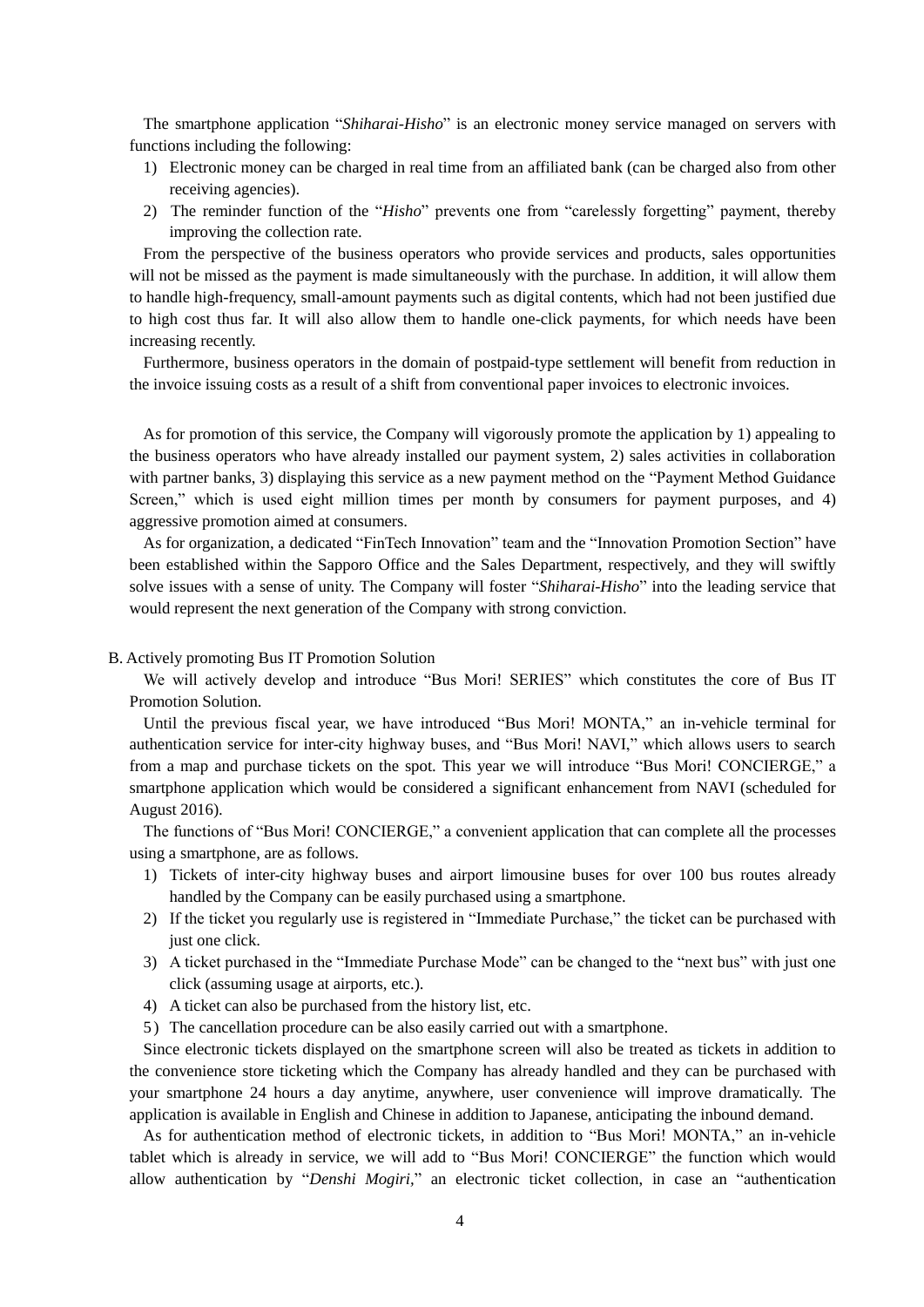The smartphone application "*Shiharai-Hisho*" is an electronic money service managed on servers with functions including the following:

1) Electronic money can be charged in real time from an affiliated bank (can be charged also from other receiving agencies).
2) The reminder function of the "*Hisho*" prevents one from "carelessly forgetting" payment, thereby improving the collection rate.

From the perspective of the business operators who provide services and products, sales opportunities will not be missed as the payment is made simultaneously with the purchase. In addition, it will allow them to handle high-frequency, small-amount payments such as digital contents, which had not been justified due to high cost thus far. It will also allow them to handle one-click payments, for which needs have been increasing recently.

Furthermore, business operators in the domain of postpaid-type settlement will benefit from reduction in the invoice issuing costs as a result of a shift from conventional paper invoices to electronic invoices.

As for promotion of this service, the Company will vigorously promote the application by 1) appealing to the business operators who have already installed our payment system, 2) sales activities in collaboration with partner banks, 3) displaying this service as a new payment method on the "Payment Method Guidance Screen," which is used eight million times per month by consumers for payment purposes, and 4) aggressive promotion aimed at consumers.

As for organization, a dedicated "FinTech Innovation" team and the "Innovation Promotion Section" have been established within the Sapporo Office and the Sales Department, respectively, and they will swiftly solve issues with a sense of unity. The Company will foster "*Shiharai-Hisho*" into the leading service that would represent the next generation of the Company with strong conviction.

B. Actively promoting Bus IT Promotion Solution

We will actively develop and introduce "Bus Mori! SERIES" which constitutes the core of Bus IT Promotion Solution.

Until the previous fiscal year, we have introduced "Bus Mori! MONTA," an in-vehicle terminal for authentication service for inter-city highway buses, and "Bus Mori! NAVI," which allows users to search from a map and purchase tickets on the spot. This year we will introduce "Bus Mori! CONCIERGE," a smartphone application which would be considered a significant enhancement from NAVI (scheduled for August 2016).

The functions of "Bus Mori! CONCIERGE," a convenient application that can complete all the processes using a smartphone, are as follows.

1) Tickets of inter-city highway buses and airport limousine buses for over 100 bus routes already handled by the Company can be easily purchased using a smartphone.
2) If the ticket you regularly use is registered in "Immediate Purchase," the ticket can be purchased with just one click.
3) A ticket purchased in the "Immediate Purchase Mode" can be changed to the "next bus" with just one click (assuming usage at airports, etc.).
4) A ticket can also be purchased from the history list, etc.
5) The cancellation procedure can be also easily carried out with a smartphone.

Since electronic tickets displayed on the smartphone screen will also be treated as tickets in addition to the convenience store ticketing which the Company has already handled and they can be purchased with your smartphone 24 hours a day anytime, anywhere, user convenience will improve dramatically. The application is available in English and Chinese in addition to Japanese, anticipating the inbound demand.

As for authentication method of electronic tickets, in addition to "Bus Mori! MONTA," an in-vehicle tablet which is already in service, we will add to "Bus Mori! CONCIERGE" the function which would allow authentication by "*Denshi Mogiri*," an electronic ticket collection, in case an "authentication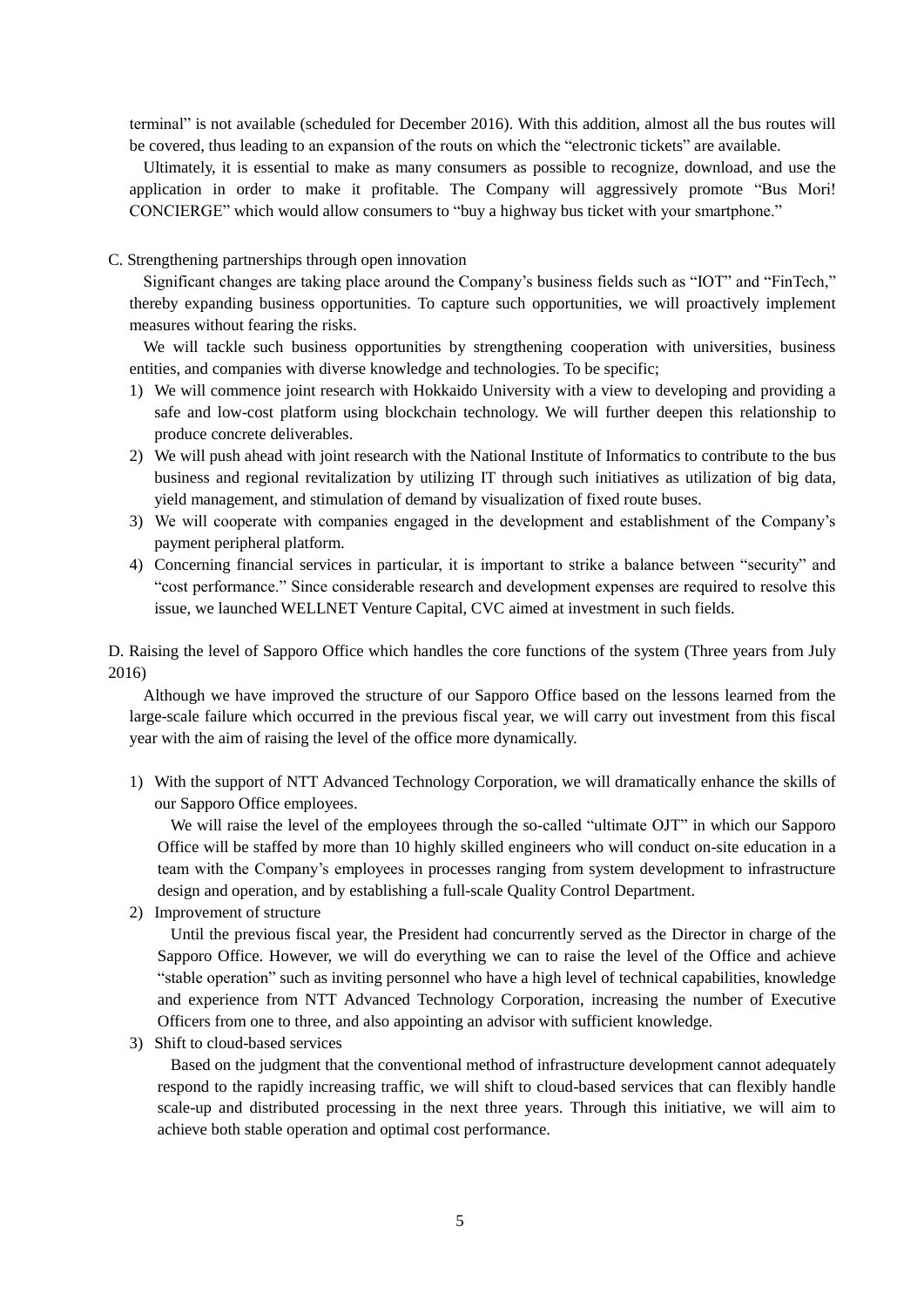terminal" is not available (scheduled for December 2016). With this addition, almost all the bus routes will be covered, thus leading to an expansion of the routs on which the "electronic tickets" are available.

Ultimately, it is essential to make as many consumers as possible to recognize, download, and use the application in order to make it profitable. The Company will aggressively promote "Bus Mori! CONCIERGE" which would allow consumers to "buy a highway bus ticket with your smartphone."

C. Strengthening partnerships through open innovation

Significant changes are taking place around the Company's business fields such as "IOT" and "FinTech," thereby expanding business opportunities. To capture such opportunities, we will proactively implement measures without fearing the risks.

We will tackle such business opportunities by strengthening cooperation with universities, business entities, and companies with diverse knowledge and technologies. To be specific;

1) We will commence joint research with Hokkaido University with a view to developing and providing a safe and low-cost platform using blockchain technology. We will further deepen this relationship to produce concrete deliverables.
2) We will push ahead with joint research with the National Institute of Informatics to contribute to the bus business and regional revitalization by utilizing IT through such initiatives as utilization of big data, yield management, and stimulation of demand by visualization of fixed route buses.
3) We will cooperate with companies engaged in the development and establishment of the Company's payment peripheral platform.
4) Concerning financial services in particular, it is important to strike a balance between "security" and "cost performance." Since considerable research and development expenses are required to resolve this issue, we launched WELLNET Venture Capital, CVC aimed at investment in such fields.

D. Raising the level of Sapporo Office which handles the core functions of the system (Three years from July 2016)

Although we have improved the structure of our Sapporo Office based on the lessons learned from the large-scale failure which occurred in the previous fiscal year, we will carry out investment from this fiscal year with the aim of raising the level of the office more dynamically.

1) With the support of NTT Advanced Technology Corporation, we will dramatically enhance the skills of our Sapporo Office employees.

   We will raise the level of the employees through the so-called "ultimate OJT" in which our Sapporo Office will be staffed by more than 10 highly skilled engineers who will conduct on-site education in a team with the Company's employees in processes ranging from system development to infrastructure design and operation, and by establishing a full-scale Quality Control Department.

2) Improvement of structure

   Until the previous fiscal year, the President had concurrently served as the Director in charge of the Sapporo Office. However, we will do everything we can to raise the level of the Office and achieve "stable operation" such as inviting personnel who have a high level of technical capabilities, knowledge and experience from NTT Advanced Technology Corporation, increasing the number of Executive Officers from one to three, and also appointing an advisor with sufficient knowledge.

3) Shift to cloud-based services

   Based on the judgment that the conventional method of infrastructure development cannot adequately respond to the rapidly increasing traffic, we will shift to cloud-based services that can flexibly handle scale-up and distributed processing in the next three years. Through this initiative, we will aim to achieve both stable operation and optimal cost performance.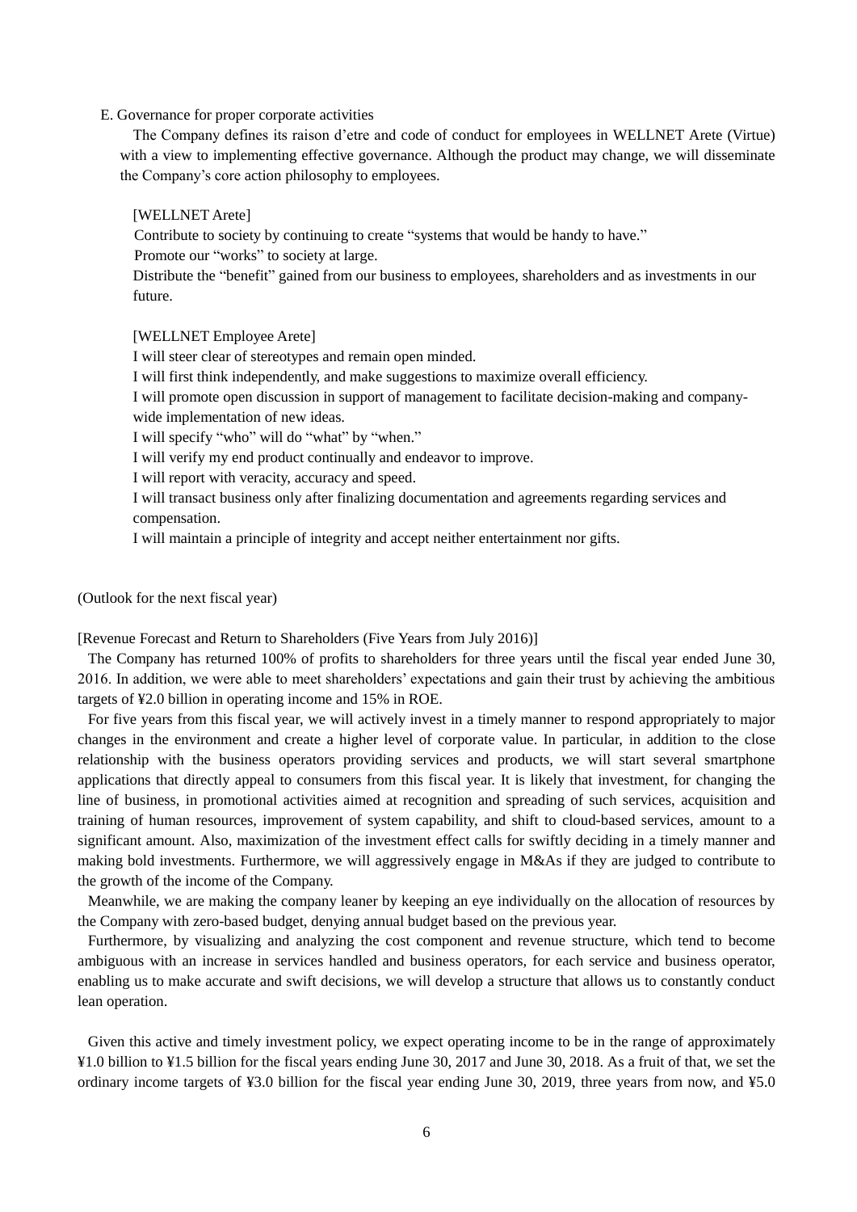E. Governance for proper corporate activities

The Company defines its raison d'etre and code of conduct for employees in WELLNET Arete (Virtue) with a view to implementing effective governance. Although the product may change, we will disseminate the Company's core action philosophy to employees.

[WELLNET Arete]

Contribute to society by continuing to create "systems that would be handy to have."

Promote our "works" to society at large.

Distribute the "benefit" gained from our business to employees, shareholders and as investments in our future.

[WELLNET Employee Arete]

I will steer clear of stereotypes and remain open minded.

I will first think independently, and make suggestions to maximize overall efficiency.

I will promote open discussion in support of management to facilitate decision-making and company-wide implementation of new ideas.

I will specify "who" will do "what" by "when."

I will verify my end product continually and endeavor to improve.

I will report with veracity, accuracy and speed.

I will transact business only after finalizing documentation and agreements regarding services and compensation.

I will maintain a principle of integrity and accept neither entertainment nor gifts.

(Outlook for the next fiscal year)

[Revenue Forecast and Return to Shareholders (Five Years from July 2016)]

The Company has returned 100% of profits to shareholders for three years until the fiscal year ended June 30, 2016. In addition, we were able to meet shareholders' expectations and gain their trust by achieving the ambitious targets of ¥2.0 billion in operating income and 15% in ROE.

For five years from this fiscal year, we will actively invest in a timely manner to respond appropriately to major changes in the environment and create a higher level of corporate value. In particular, in addition to the close relationship with the business operators providing services and products, we will start several smartphone applications that directly appeal to consumers from this fiscal year. It is likely that investment, for changing the line of business, in promotional activities aimed at recognition and spreading of such services, acquisition and training of human resources, improvement of system capability, and shift to cloud-based services, amount to a significant amount. Also, maximization of the investment effect calls for swiftly deciding in a timely manner and making bold investments. Furthermore, we will aggressively engage in M&As if they are judged to contribute to the growth of the income of the Company.

Meanwhile, we are making the company leaner by keeping an eye individually on the allocation of resources by the Company with zero-based budget, denying annual budget based on the previous year.

Furthermore, by visualizing and analyzing the cost component and revenue structure, which tend to become ambiguous with an increase in services handled and business operators, for each service and business operator, enabling us to make accurate and swift decisions, we will develop a structure that allows us to constantly conduct lean operation.

Given this active and timely investment policy, we expect operating income to be in the range of approximately ¥1.0 billion to ¥1.5 billion for the fiscal years ending June 30, 2017 and June 30, 2018. As a fruit of that, we set the ordinary income targets of ¥3.0 billion for the fiscal year ending June 30, 2019, three years from now, and ¥5.0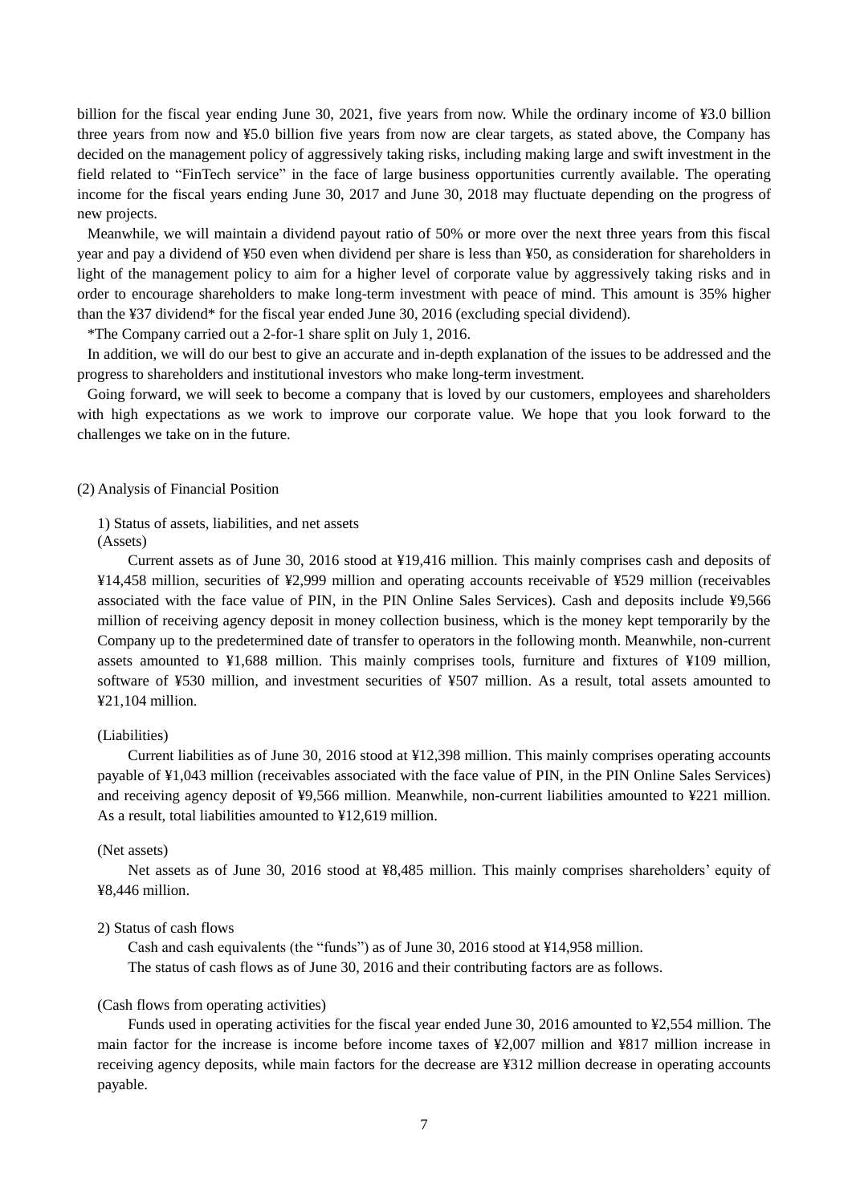billion for the fiscal year ending June 30, 2021, five years from now. While the ordinary income of ¥3.0 billion three years from now and ¥5.0 billion five years from now are clear targets, as stated above, the Company has decided on the management policy of aggressively taking risks, including making large and swift investment in the field related to "FinTech service" in the face of large business opportunities currently available. The operating income for the fiscal years ending June 30, 2017 and June 30, 2018 may fluctuate depending on the progress of new projects.

Meanwhile, we will maintain a dividend payout ratio of 50% or more over the next three years from this fiscal year and pay a dividend of ¥50 even when dividend per share is less than ¥50, as consideration for shareholders in light of the management policy to aim for a higher level of corporate value by aggressively taking risks and in order to encourage shareholders to make long-term investment with peace of mind. This amount is 35% higher than the ¥37 dividend* for the fiscal year ended June 30, 2016 (excluding special dividend).

*The Company carried out a 2-for-1 share split on July 1, 2016.

In addition, we will do our best to give an accurate and in-depth explanation of the issues to be addressed and the progress to shareholders and institutional investors who make long-term investment.

Going forward, we will seek to become a company that is loved by our customers, employees and shareholders with high expectations as we work to improve our corporate value. We hope that you look forward to the challenges we take on in the future.

(2) Analysis of Financial Position

1) Status of assets, liabilities, and net assets

(Assets)

Current assets as of June 30, 2016 stood at ¥19,416 million. This mainly comprises cash and deposits of ¥14,458 million, securities of ¥2,999 million and operating accounts receivable of ¥529 million (receivables associated with the face value of PIN, in the PIN Online Sales Services). Cash and deposits include ¥9,566 million of receiving agency deposit in money collection business, which is the money kept temporarily by the Company up to the predetermined date of transfer to operators in the following month. Meanwhile, non-current assets amounted to ¥1,688 million. This mainly comprises tools, furniture and fixtures of ¥109 million, software of ¥530 million, and investment securities of ¥507 million. As a result, total assets amounted to ¥21,104 million.

(Liabilities)

Current liabilities as of June 30, 2016 stood at ¥12,398 million. This mainly comprises operating accounts payable of ¥1,043 million (receivables associated with the face value of PIN, in the PIN Online Sales Services) and receiving agency deposit of ¥9,566 million. Meanwhile, non-current liabilities amounted to ¥221 million. As a result, total liabilities amounted to ¥12,619 million.

(Net assets)

Net assets as of June 30, 2016 stood at ¥8,485 million. This mainly comprises shareholders' equity of ¥8,446 million.

2) Status of cash flows

Cash and cash equivalents (the "funds") as of June 30, 2016 stood at ¥14,958 million.

The status of cash flows as of June 30, 2016 and their contributing factors are as follows.

(Cash flows from operating activities)

Funds used in operating activities for the fiscal year ended June 30, 2016 amounted to ¥2,554 million. The main factor for the increase is income before income taxes of ¥2,007 million and ¥817 million increase in receiving agency deposits, while main factors for the decrease are ¥312 million decrease in operating accounts payable.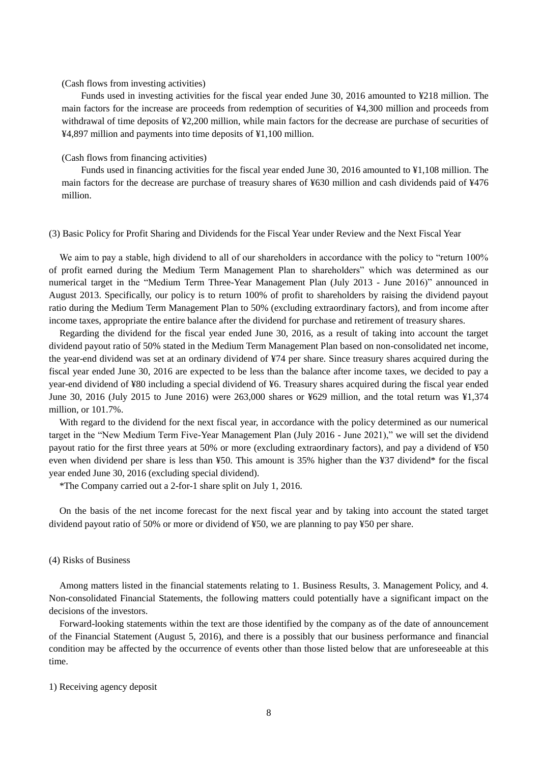(Cash flows from investing activities)

Funds used in investing activities for the fiscal year ended June 30, 2016 amounted to ¥218 million. The main factors for the increase are proceeds from redemption of securities of ¥4,300 million and proceeds from withdrawal of time deposits of ¥2,200 million, while main factors for the decrease are purchase of securities of ¥4,897 million and payments into time deposits of ¥1,100 million.

(Cash flows from financing activities)

Funds used in financing activities for the fiscal year ended June 30, 2016 amounted to ¥1,108 million. The main factors for the decrease are purchase of treasury shares of ¥630 million and cash dividends paid of ¥476 million.

### (3) Basic Policy for Profit Sharing and Dividends for the Fiscal Year under Review and the Next Fiscal Year

We aim to pay a stable, high dividend to all of our shareholders in accordance with the policy to "return 100% of profit earned during the Medium Term Management Plan to shareholders" which was determined as our numerical target in the "Medium Term Three-Year Management Plan (July 2013 - June 2016)" announced in August 2013. Specifically, our policy is to return 100% of profit to shareholders by raising the dividend payout ratio during the Medium Term Management Plan to 50% (excluding extraordinary factors), and from income after income taxes, appropriate the entire balance after the dividend for purchase and retirement of treasury shares.

Regarding the dividend for the fiscal year ended June 30, 2016, as a result of taking into account the target dividend payout ratio of 50% stated in the Medium Term Management Plan based on non-consolidated net income, the year-end dividend was set at an ordinary dividend of ¥74 per share. Since treasury shares acquired during the fiscal year ended June 30, 2016 are expected to be less than the balance after income taxes, we decided to pay a year-end dividend of ¥80 including a special dividend of ¥6. Treasury shares acquired during the fiscal year ended June 30, 2016 (July 2015 to June 2016) were 263,000 shares or ¥629 million, and the total return was ¥1,374 million, or 101.7%.

With regard to the dividend for the next fiscal year, in accordance with the policy determined as our numerical target in the "New Medium Term Five-Year Management Plan (July 2016 - June 2021)," we will set the dividend payout ratio for the first three years at 50% or more (excluding extraordinary factors), and pay a dividend of ¥50 even when dividend per share is less than ¥50. This amount is 35% higher than the ¥37 dividend* for the fiscal year ended June 30, 2016 (excluding special dividend).

*The Company carried out a 2-for-1 share split on July 1, 2016.

On the basis of the net income forecast for the next fiscal year and by taking into account the stated target dividend payout ratio of 50% or more or dividend of ¥50, we are planning to pay ¥50 per share.

### (4) Risks of Business

Among matters listed in the financial statements relating to 1. Business Results, 3. Management Policy, and 4. Non-consolidated Financial Statements, the following matters could potentially have a significant impact on the decisions of the investors.

Forward-looking statements within the text are those identified by the company as of the date of announcement of the Financial Statement (August 5, 2016), and there is a possibly that our business performance and financial condition may be affected by the occurrence of events other than those listed below that are unforeseeable at this time.

1) Receiving agency deposit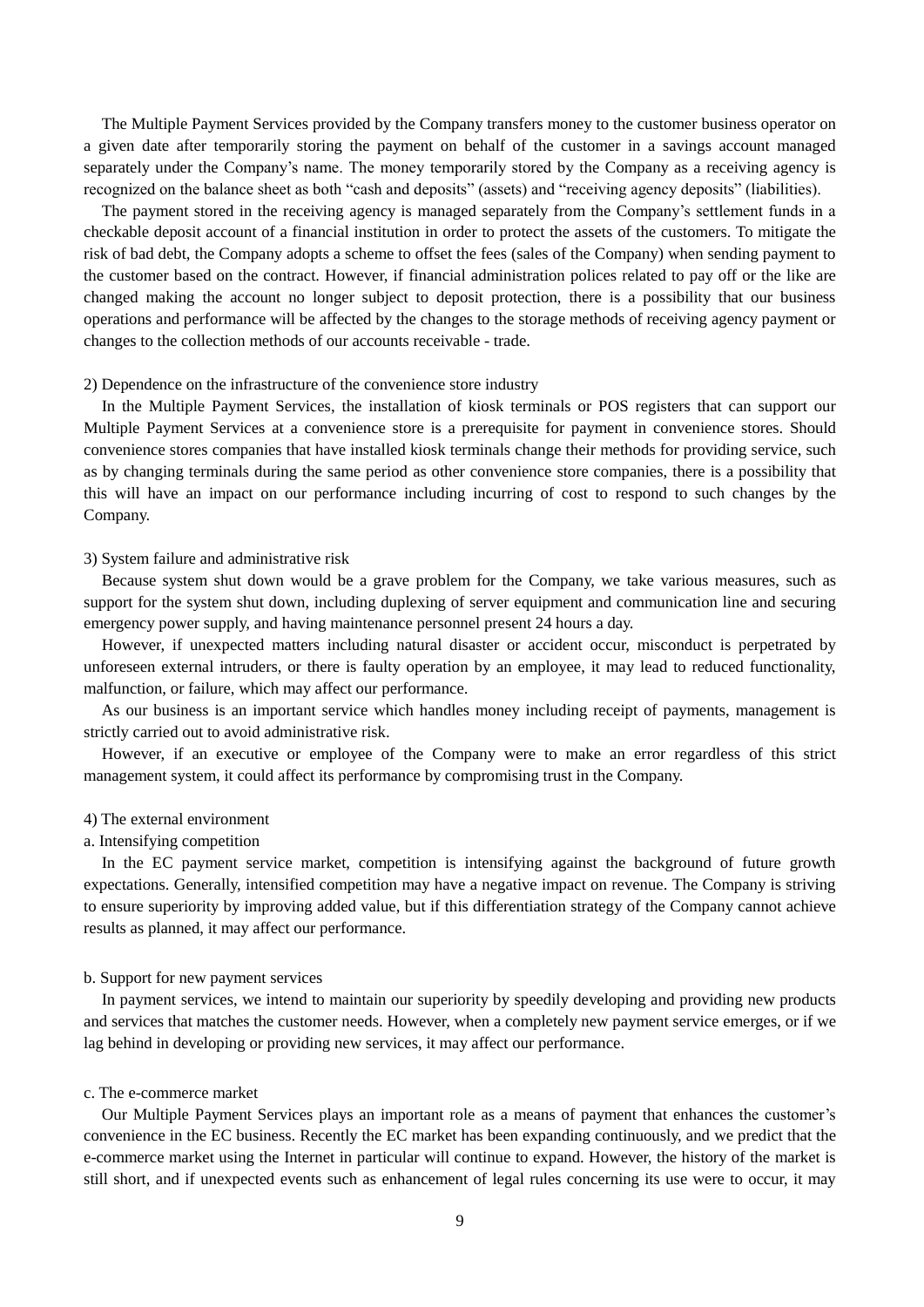The Multiple Payment Services provided by the Company transfers money to the customer business operator on a given date after temporarily storing the payment on behalf of the customer in a savings account managed separately under the Company's name. The money temporarily stored by the Company as a receiving agency is recognized on the balance sheet as both "cash and deposits" (assets) and "receiving agency deposits" (liabilities).

The payment stored in the receiving agency is managed separately from the Company's settlement funds in a checkable deposit account of a financial institution in order to protect the assets of the customers. To mitigate the risk of bad debt, the Company adopts a scheme to offset the fees (sales of the Company) when sending payment to the customer based on the contract. However, if financial administration polices related to pay off or the like are changed making the account no longer subject to deposit protection, there is a possibility that our business operations and performance will be affected by the changes to the storage methods of receiving agency payment or changes to the collection methods of our accounts receivable - trade.

2) Dependence on the infrastructure of the convenience store industry

In the Multiple Payment Services, the installation of kiosk terminals or POS registers that can support our Multiple Payment Services at a convenience store is a prerequisite for payment in convenience stores. Should convenience stores companies that have installed kiosk terminals change their methods for providing service, such as by changing terminals during the same period as other convenience store companies, there is a possibility that this will have an impact on our performance including incurring of cost to respond to such changes by the Company.

3) System failure and administrative risk

Because system shut down would be a grave problem for the Company, we take various measures, such as support for the system shut down, including duplexing of server equipment and communication line and securing emergency power supply, and having maintenance personnel present 24 hours a day.

However, if unexpected matters including natural disaster or accident occur, misconduct is perpetrated by unforeseen external intruders, or there is faulty operation by an employee, it may lead to reduced functionality, malfunction, or failure, which may affect our performance.

As our business is an important service which handles money including receipt of payments, management is strictly carried out to avoid administrative risk.

However, if an executive or employee of the Company were to make an error regardless of this strict management system, it could affect its performance by compromising trust in the Company.

4) The external environment

a. Intensifying competition

In the EC payment service market, competition is intensifying against the background of future growth expectations. Generally, intensified competition may have a negative impact on revenue. The Company is striving to ensure superiority by improving added value, but if this differentiation strategy of the Company cannot achieve results as planned, it may affect our performance.

b. Support for new payment services

In payment services, we intend to maintain our superiority by speedily developing and providing new products and services that matches the customer needs. However, when a completely new payment service emerges, or if we lag behind in developing or providing new services, it may affect our performance.

c. The e-commerce market

Our Multiple Payment Services plays an important role as a means of payment that enhances the customer's convenience in the EC business. Recently the EC market has been expanding continuously, and we predict that the e-commerce market using the Internet in particular will continue to expand. However, the history of the market is still short, and if unexpected events such as enhancement of legal rules concerning its use were to occur, it may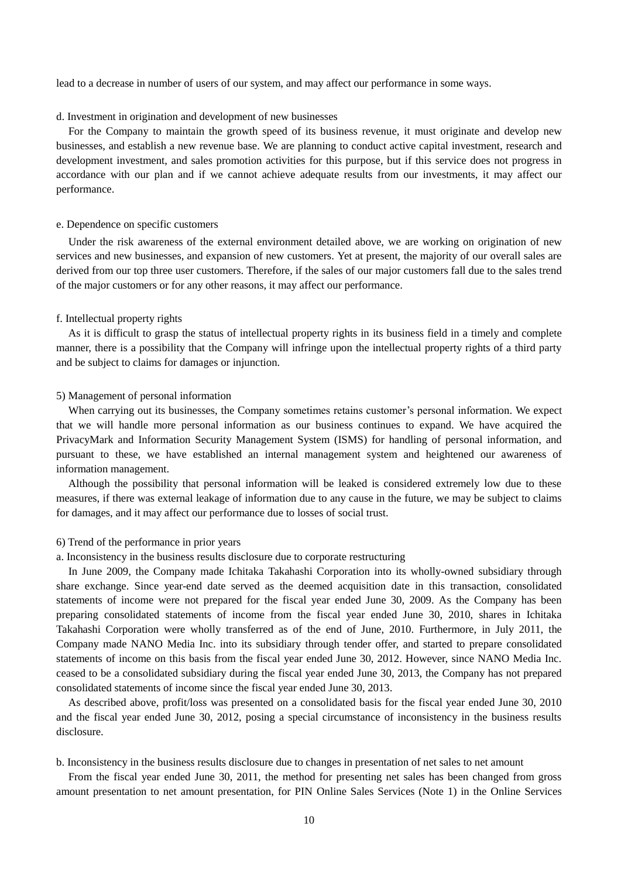lead to a decrease in number of users of our system, and may affect our performance in some ways.

d. Investment in origination and development of new businesses

For the Company to maintain the growth speed of its business revenue, it must originate and develop new businesses, and establish a new revenue base. We are planning to conduct active capital investment, research and development investment, and sales promotion activities for this purpose, but if this service does not progress in accordance with our plan and if we cannot achieve adequate results from our investments, it may affect our performance.

e. Dependence on specific customers

Under the risk awareness of the external environment detailed above, we are working on origination of new services and new businesses, and expansion of new customers. Yet at present, the majority of our overall sales are derived from our top three user customers. Therefore, if the sales of our major customers fall due to the sales trend of the major customers or for any other reasons, it may affect our performance.

f. Intellectual property rights

As it is difficult to grasp the status of intellectual property rights in its business field in a timely and complete manner, there is a possibility that the Company will infringe upon the intellectual property rights of a third party and be subject to claims for damages or injunction.

5) Management of personal information

When carrying out its businesses, the Company sometimes retains customer's personal information. We expect that we will handle more personal information as our business continues to expand. We have acquired the PrivacyMark and Information Security Management System (ISMS) for handling of personal information, and pursuant to these, we have established an internal management system and heightened our awareness of information management.

Although the possibility that personal information will be leaked is considered extremely low due to these measures, if there was external leakage of information due to any cause in the future, we may be subject to claims for damages, and it may affect our performance due to losses of social trust.

6) Trend of the performance in prior years

a. Inconsistency in the business results disclosure due to corporate restructuring

In June 2009, the Company made Ichitaka Takahashi Corporation into its wholly-owned subsidiary through share exchange. Since year-end date served as the deemed acquisition date in this transaction, consolidated statements of income were not prepared for the fiscal year ended June 30, 2009. As the Company has been preparing consolidated statements of income from the fiscal year ended June 30, 2010, shares in Ichitaka Takahashi Corporation were wholly transferred as of the end of June, 2010. Furthermore, in July 2011, the Company made NANO Media Inc. into its subsidiary through tender offer, and started to prepare consolidated statements of income on this basis from the fiscal year ended June 30, 2012. However, since NANO Media Inc. ceased to be a consolidated subsidiary during the fiscal year ended June 30, 2013, the Company has not prepared consolidated statements of income since the fiscal year ended June 30, 2013.

As described above, profit/loss was presented on a consolidated basis for the fiscal year ended June 30, 2010 and the fiscal year ended June 30, 2012, posing a special circumstance of inconsistency in the business results disclosure.

b. Inconsistency in the business results disclosure due to changes in presentation of net sales to net amount

From the fiscal year ended June 30, 2011, the method for presenting net sales has been changed from gross amount presentation to net amount presentation, for PIN Online Sales Services (Note 1) in the Online Services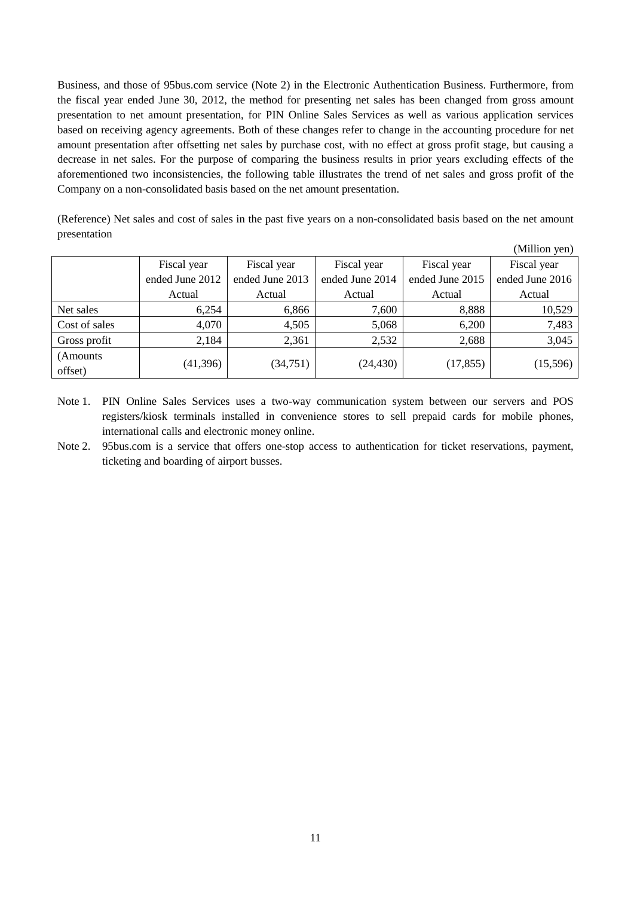Business, and those of 95bus.com service (Note 2) in the Electronic Authentication Business. Furthermore, from the fiscal year ended June 30, 2012, the method for presenting net sales has been changed from gross amount presentation to net amount presentation, for PIN Online Sales Services as well as various application services based on receiving agency agreements. Both of these changes refer to change in the accounting procedure for net amount presentation after offsetting net sales by purchase cost, with no effect at gross profit stage, but causing a decrease in net sales. For the purpose of comparing the business results in prior years excluding effects of the aforementioned two inconsistencies, the following table illustrates the trend of net sales and gross profit of the Company on a non-consolidated basis based on the net amount presentation.

(Reference) Net sales and cost of sales in the past five years on a non-consolidated basis based on the net amount presentation

(Million yen)

| | Fiscal year ended June 2012 Actual | Fiscal year ended June 2013 Actual | Fiscal year ended June 2014 Actual | Fiscal year ended June 2015 Actual | Fiscal year ended June 2016 Actual |
|---|---|---|---|---|---|
| Net sales | 6,254 | 6,866 | 7,600 | 8,888 | 10,529 |
| Cost of sales | 4,070 | 4,505 | 5,068 | 6,200 | 7,483 |
| Gross profit | 2,184 | 2,361 | 2,532 | 2,688 | 3,045 |
| (Amounts offset) | (41,396) | (34,751) | (24,430) | (17,855) | (15,596) |

Note 1. PIN Online Sales Services uses a two-way communication system between our servers and POS registers/kiosk terminals installed in convenience stores to sell prepaid cards for mobile phones, international calls and electronic money online.

Note 2. 95bus.com is a service that offers one-stop access to authentication for ticket reservations, payment, ticketing and boarding of airport busses.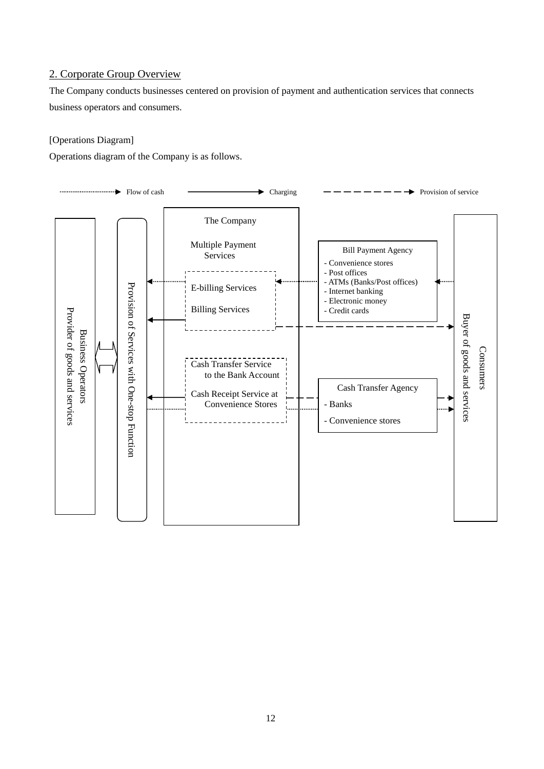## 2. Corporate Group Overview

The Company conducts businesses centered on provision of payment and authentication services that connects business operators and consumers.

[Operations Diagram]

Operations diagram of the Company is as follows.

Flow of cash | Charging | Provision of service

Business Operators
Provider of goods and services

Provision of Services with One-stop Function

The Company

Multiple Payment Services

E-billing Services

Billing Services

Cash Transfer Service to the Bank Account

Cash Receipt Service at Convenience Stores

Bill Payment Agency
- Convenience stores
- Post offices
- ATMs (Banks/Post offices)
- Internet banking
- Electronic money
- Credit cards

Cash Transfer Agency
- Banks
- Convenience stores

Consumers
Buyer of goods and services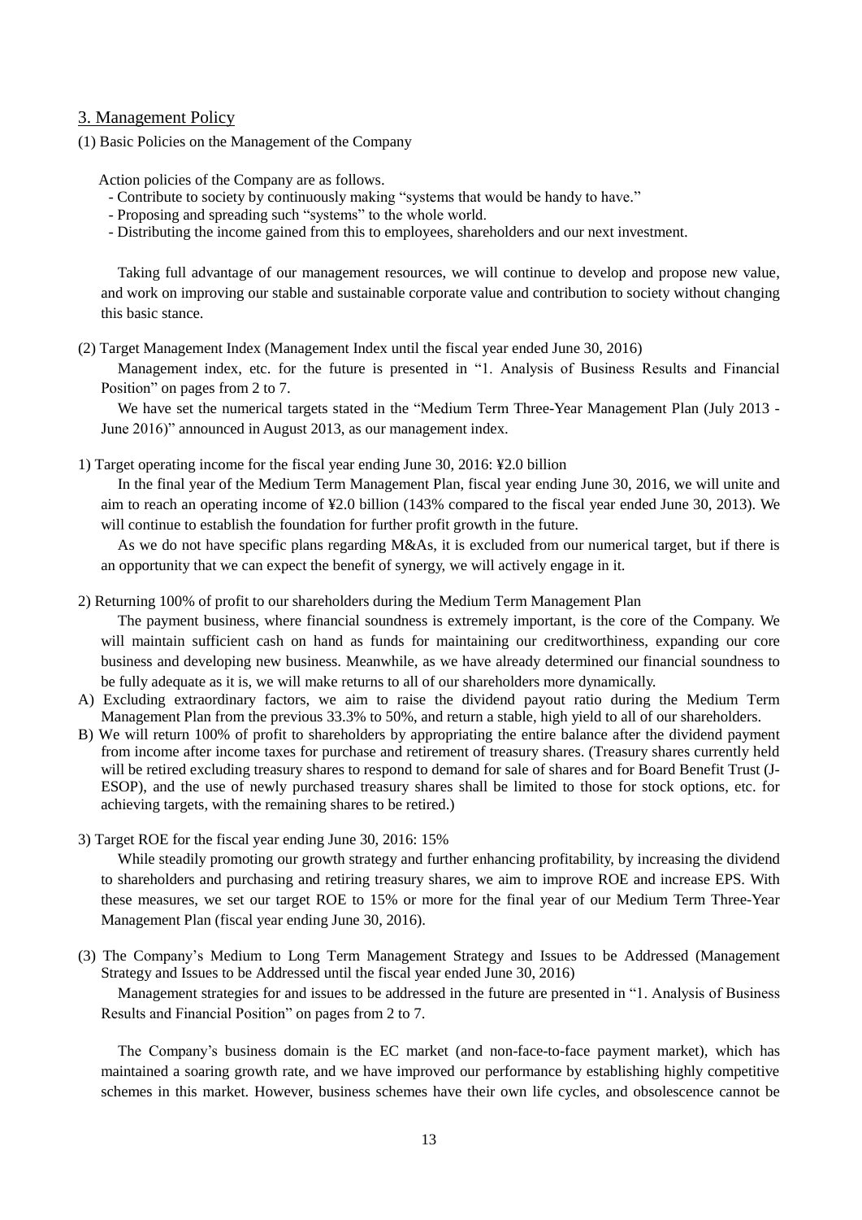## 3. Management Policy

### (1) Basic Policies on the Management of the Company

Action policies of the Company are as follows.

- Contribute to society by continuously making "systems that would be handy to have."
- Proposing and spreading such "systems" to the whole world.
- Distributing the income gained from this to employees, shareholders and our next investment.

Taking full advantage of our management resources, we will continue to develop and propose new value, and work on improving our stable and sustainable corporate value and contribution to society without changing this basic stance.

### (2) Target Management Index (Management Index until the fiscal year ended June 30, 2016)

Management index, etc. for the future is presented in "1. Analysis of Business Results and Financial Position" on pages from 2 to 7.

We have set the numerical targets stated in the "Medium Term Three-Year Management Plan (July 2013 - June 2016)" announced in August 2013, as our management index.

1) Target operating income for the fiscal year ending June 30, 2016: ¥2.0 billion

In the final year of the Medium Term Management Plan, fiscal year ending June 30, 2016, we will unite and aim to reach an operating income of ¥2.0 billion (143% compared to the fiscal year ended June 30, 2013). We will continue to establish the foundation for further profit growth in the future.

As we do not have specific plans regarding M&As, it is excluded from our numerical target, but if there is an opportunity that we can expect the benefit of synergy, we will actively engage in it.

2) Returning 100% of profit to our shareholders during the Medium Term Management Plan

The payment business, where financial soundness is extremely important, is the core of the Company. We will maintain sufficient cash on hand as funds for maintaining our creditworthiness, expanding our core business and developing new business. Meanwhile, as we have already determined our financial soundness to be fully adequate as it is, we will make returns to all of our shareholders more dynamically.

A) Excluding extraordinary factors, we aim to raise the dividend payout ratio during the Medium Term Management Plan from the previous 33.3% to 50%, and return a stable, high yield to all of our shareholders.

B) We will return 100% of profit to shareholders by appropriating the entire balance after the dividend payment from income after income taxes for purchase and retirement of treasury shares. (Treasury shares currently held will be retired excluding treasury shares to respond to demand for sale of shares and for Board Benefit Trust (J-ESOP), and the use of newly purchased treasury shares shall be limited to those for stock options, etc. for achieving targets, with the remaining shares to be retired.)

3) Target ROE for the fiscal year ending June 30, 2016: 15%

While steadily promoting our growth strategy and further enhancing profitability, by increasing the dividend to shareholders and purchasing and retiring treasury shares, we aim to improve ROE and increase EPS. With these measures, we set our target ROE to 15% or more for the final year of our Medium Term Three-Year Management Plan (fiscal year ending June 30, 2016).

### (3) The Company's Medium to Long Term Management Strategy and Issues to be Addressed (Management Strategy and Issues to be Addressed until the fiscal year ended June 30, 2016)

Management strategies for and issues to be addressed in the future are presented in "1. Analysis of Business Results and Financial Position" on pages from 2 to 7.

The Company's business domain is the EC market (and non-face-to-face payment market), which has maintained a soaring growth rate, and we have improved our performance by establishing highly competitive schemes in this market. However, business schemes have their own life cycles, and obsolescence cannot be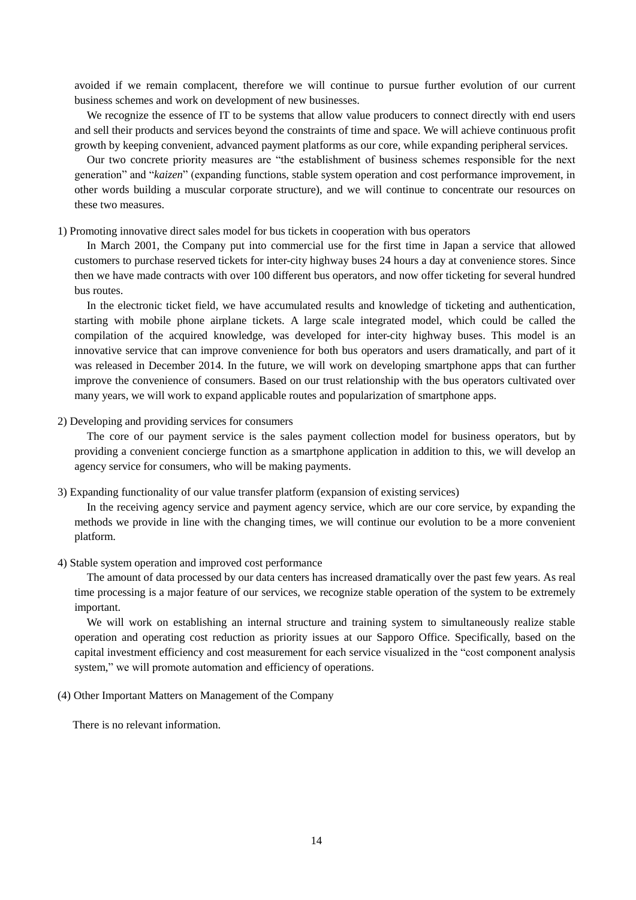avoided if we remain complacent, therefore we will continue to pursue further evolution of our current business schemes and work on development of new businesses.

We recognize the essence of IT to be systems that allow value producers to connect directly with end users and sell their products and services beyond the constraints of time and space. We will achieve continuous profit growth by keeping convenient, advanced payment platforms as our core, while expanding peripheral services.

Our two concrete priority measures are "the establishment of business schemes responsible for the next generation" and "*kaizen*" (expanding functions, stable system operation and cost performance improvement, in other words building a muscular corporate structure), and we will continue to concentrate our resources on these two measures.

1) Promoting innovative direct sales model for bus tickets in cooperation with bus operators

In March 2001, the Company put into commercial use for the first time in Japan a service that allowed customers to purchase reserved tickets for inter-city highway buses 24 hours a day at convenience stores. Since then we have made contracts with over 100 different bus operators, and now offer ticketing for several hundred bus routes.

In the electronic ticket field, we have accumulated results and knowledge of ticketing and authentication, starting with mobile phone airplane tickets. A large scale integrated model, which could be called the compilation of the acquired knowledge, was developed for inter-city highway buses. This model is an innovative service that can improve convenience for both bus operators and users dramatically, and part of it was released in December 2014. In the future, we will work on developing smartphone apps that can further improve the convenience of consumers. Based on our trust relationship with the bus operators cultivated over many years, we will work to expand applicable routes and popularization of smartphone apps.

2) Developing and providing services for consumers

The core of our payment service is the sales payment collection model for business operators, but by providing a convenient concierge function as a smartphone application in addition to this, we will develop an agency service for consumers, who will be making payments.

3) Expanding functionality of our value transfer platform (expansion of existing services)

In the receiving agency service and payment agency service, which are our core service, by expanding the methods we provide in line with the changing times, we will continue our evolution to be a more convenient platform.

4) Stable system operation and improved cost performance

The amount of data processed by our data centers has increased dramatically over the past few years. As real time processing is a major feature of our services, we recognize stable operation of the system to be extremely important.

We will work on establishing an internal structure and training system to simultaneously realize stable operation and operating cost reduction as priority issues at our Sapporo Office. Specifically, based on the capital investment efficiency and cost measurement for each service visualized in the "cost component analysis system," we will promote automation and efficiency of operations.

(4) Other Important Matters on Management of the Company

There is no relevant information.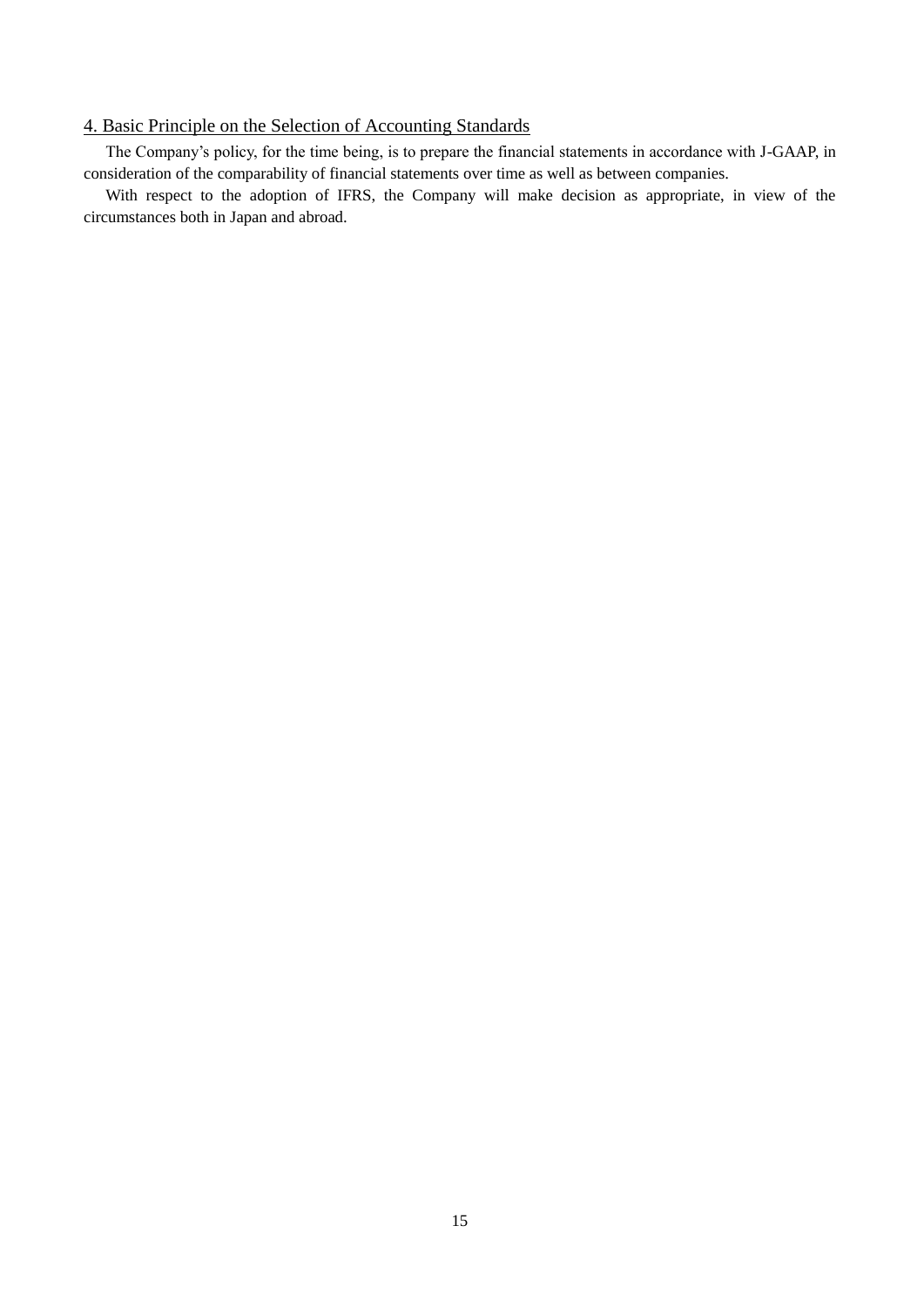## 4. Basic Principle on the Selection of Accounting Standards

The Company's policy, for the time being, is to prepare the financial statements in accordance with J-GAAP, in consideration of the comparability of financial statements over time as well as between companies.

With respect to the adoption of IFRS, the Company will make decision as appropriate, in view of the circumstances both in Japan and abroad.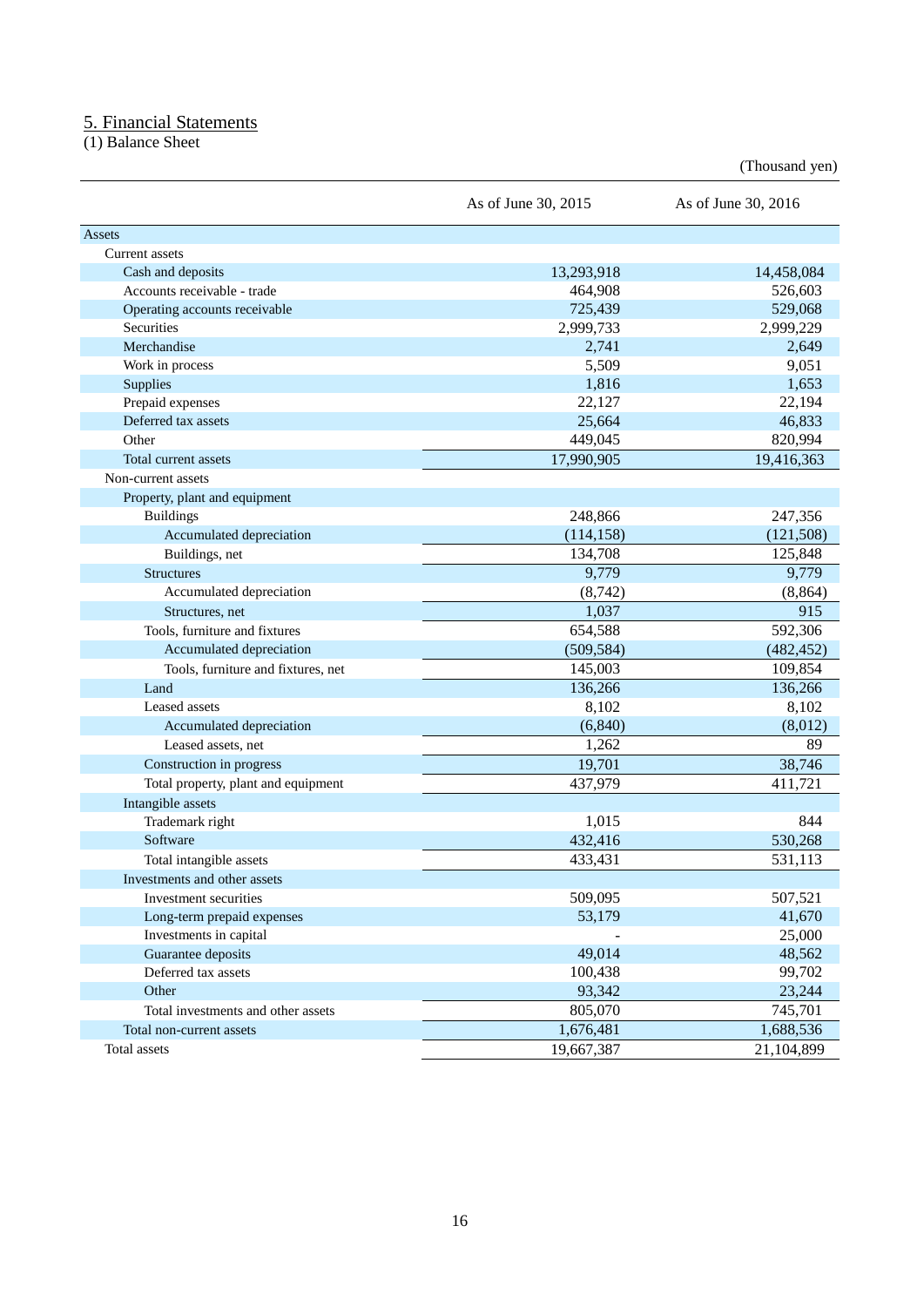## 5. Financial Statements

(1) Balance Sheet

(Thousand yen)

| | As of June 30, 2015 | As of June 30, 2016 |
|---|---|---|
| Assets | | |
| Current assets | | |
| Cash and deposits | 13,293,918 | 14,458,084 |
| Accounts receivable - trade | 464,908 | 526,603 |
| Operating accounts receivable | 725,439 | 529,068 |
| Securities | 2,999,733 | 2,999,229 |
| Merchandise | 2,741 | 2,649 |
| Work in process | 5,509 | 9,051 |
| Supplies | 1,816 | 1,653 |
| Prepaid expenses | 22,127 | 22,194 |
| Deferred tax assets | 25,664 | 46,833 |
| Other | 449,045 | 820,994 |
| Total current assets | 17,990,905 | 19,416,363 |
| Non-current assets | | |
| Property, plant and equipment | | |
| Buildings | 248,866 | 247,356 |
| Accumulated depreciation | (114,158) | (121,508) |
| Buildings, net | 134,708 | 125,848 |
| Structures | 9,779 | 9,779 |
| Accumulated depreciation | (8,742) | (8,864) |
| Structures, net | 1,037 | 915 |
| Tools, furniture and fixtures | 654,588 | 592,306 |
| Accumulated depreciation | (509,584) | (482,452) |
| Tools, furniture and fixtures, net | 145,003 | 109,854 |
| Land | 136,266 | 136,266 |
| Leased assets | 8,102 | 8,102 |
| Accumulated depreciation | (6,840) | (8,012) |
| Leased assets, net | 1,262 | 89 |
| Construction in progress | 19,701 | 38,746 |
| Total property, plant and equipment | 437,979 | 411,721 |
| Intangible assets | | |
| Trademark right | 1,015 | 844 |
| Software | 432,416 | 530,268 |
| Total intangible assets | 433,431 | 531,113 |
| Investments and other assets | | |
| Investment securities | 509,095 | 507,521 |
| Long-term prepaid expenses | 53,179 | 41,670 |
| Investments in capital | - | 25,000 |
| Guarantee deposits | 49,014 | 48,562 |
| Deferred tax assets | 100,438 | 99,702 |
| Other | 93,342 | 23,244 |
| Total investments and other assets | 805,070 | 745,701 |
| Total non-current assets | 1,676,481 | 1,688,536 |
| Total assets | 19,667,387 | 21,104,899 |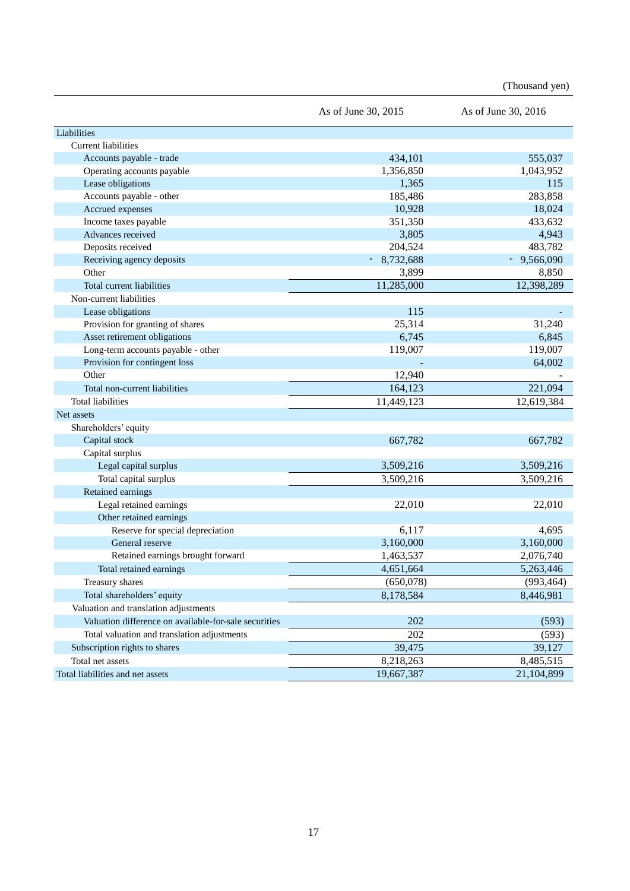(Thousand yen)

| | As of June 30, 2015 | As of June 30, 2016 |
|---|---|---|
| Liabilities | | |
| Current liabilities | | |
| Accounts payable - trade | 434,101 | 555,037 |
| Operating accounts payable | 1,356,850 | 1,043,952 |
| Lease obligations | 1,365 | 115 |
| Accounts payable - other | 185,486 | 283,858 |
| Accrued expenses | 10,928 | 18,024 |
| Income taxes payable | 351,350 | 433,632 |
| Advances received | 3,805 | 4,943 |
| Deposits received | 204,524 | 483,782 |
| Receiving agency deposits | * 8,732,688 | * 9,566,090 |
| Other | 3,899 | 8,850 |
| Total current liabilities | 11,285,000 | 12,398,289 |
| Non-current liabilities | | |
| Lease obligations | 115 | - |
| Provision for granting of shares | 25,314 | 31,240 |
| Asset retirement obligations | 6,745 | 6,845 |
| Long-term accounts payable - other | 119,007 | 119,007 |
| Provision for contingent loss | - | 64,002 |
| Other | 12,940 | - |
| Total non-current liabilities | 164,123 | 221,094 |
| Total liabilities | 11,449,123 | 12,619,384 |
| Net assets | | |
| Shareholders' equity | | |
| Capital stock | 667,782 | 667,782 |
| Capital surplus | | |
| Legal capital surplus | 3,509,216 | 3,509,216 |
| Total capital surplus | 3,509,216 | 3,509,216 |
| Retained earnings | | |
| Legal retained earnings | 22,010 | 22,010 |
| Other retained earnings | | |
| Reserve for special depreciation | 6,117 | 4,695 |
| General reserve | 3,160,000 | 3,160,000 |
| Retained earnings brought forward | 1,463,537 | 2,076,740 |
| Total retained earnings | 4,651,664 | 5,263,446 |
| Treasury shares | (650,078) | (993,464) |
| Total shareholders' equity | 8,178,584 | 8,446,981 |
| Valuation and translation adjustments | | |
| Valuation difference on available-for-sale securities | 202 | (593) |
| Total valuation and translation adjustments | 202 | (593) |
| Subscription rights to shares | 39,475 | 39,127 |
| Total net assets | 8,218,263 | 8,485,515 |
| Total liabilities and net assets | 19,667,387 | 21,104,899 |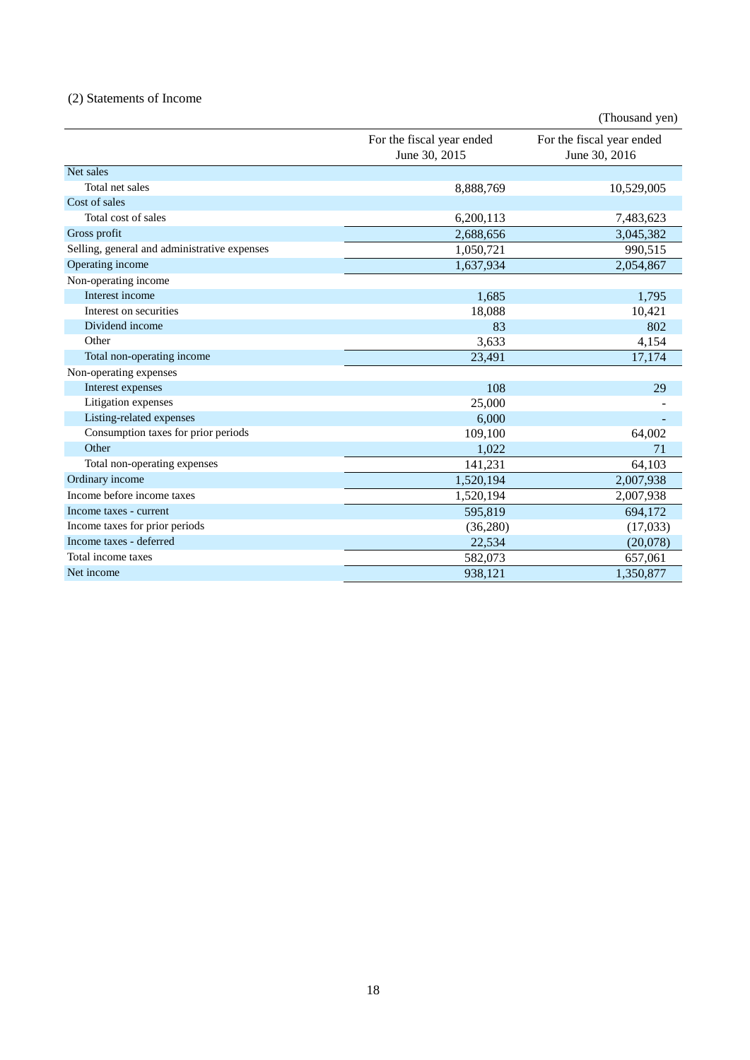## (2) Statements of Income

(Thousand yen)

| | For the fiscal year ended June 30, 2015 | For the fiscal year ended June 30, 2016 |
|---|---|---|
| Net sales | | |
| Total net sales | 8,888,769 | 10,529,005 |
| Cost of sales | | |
| Total cost of sales | 6,200,113 | 7,483,623 |
| Gross profit | 2,688,656 | 3,045,382 |
| Selling, general and administrative expenses | 1,050,721 | 990,515 |
| Operating income | 1,637,934 | 2,054,867 |
| Non-operating income | | |
| Interest income | 1,685 | 1,795 |
| Interest on securities | 18,088 | 10,421 |
| Dividend income | 83 | 802 |
| Other | 3,633 | 4,154 |
| Total non-operating income | 23,491 | 17,174 |
| Non-operating expenses | | |
| Interest expenses | 108 | 29 |
| Litigation expenses | 25,000 | - |
| Listing-related expenses | 6,000 | - |
| Consumption taxes for prior periods | 109,100 | 64,002 |
| Other | 1,022 | 71 |
| Total non-operating expenses | 141,231 | 64,103 |
| Ordinary income | 1,520,194 | 2,007,938 |
| Income before income taxes | 1,520,194 | 2,007,938 |
| Income taxes - current | 595,819 | 694,172 |
| Income taxes for prior periods | (36,280) | (17,033) |
| Income taxes - deferred | 22,534 | (20,078) |
| Total income taxes | 582,073 | 657,061 |
| Net income | 938,121 | 1,350,877 |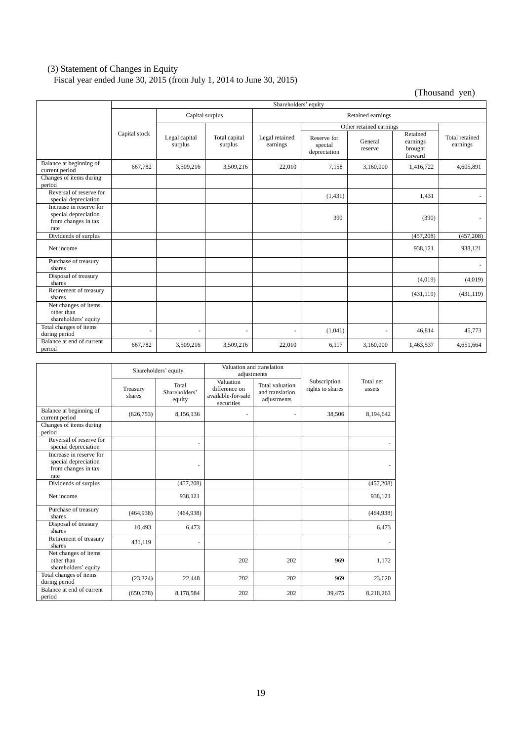(3) Statement of Changes in Equity

Fiscal year ended June 30, 2015 (from July 1, 2014 to June 30, 2015)

(Thousand yen)

| | Shareholders' equity | | | | | | | |
|---|---|---|---|---|---|---|---|---|
| | Capital stock | Capital surplus | | Retained earnings | | | | |
| | | | | | Other retained earnings | | | |
| | | Legal capital surplus | Total capital surplus | Legal retained earnings | Reserve for special depreciation | General reserve | Retained earnings brought forward | Total retained earnings |
| Balance at beginning of current period | 667,782 | 3,509,216 | 3,509,216 | 22,010 | 7,158 | 3,160,000 | 1,416,722 | 4,605,891 |
| Changes of items during period | | | | | | | | |
| Reversal of reserve for special depreciation | | | | | (1,431) | | 1,431 | - |
| Increase in reserve for special depreciation from changes in tax rate | | | | | 390 | | (390) | - |
| Dividends of surplus | | | | | | | (457,208) | (457,208) |
| Net income | | | | | | | 938,121 | 938,121 |
| Purchase of treasury shares | | | | | | | | - |
| Disposal of treasury shares | | | | | | | (4,019) | (4,019) |
| Retirement of treasury shares | | | | | | | (431,119) | (431,119) |
| Net changes of items other than shareholders' equity | | | | | | | | |
| Total changes of items during period | - | - | - | - | (1,041) | - | 46,814 | 45,773 |
| Balance at end of current period | 667,782 | 3,509,216 | 3,509,216 | 22,010 | 6,117 | 3,160,000 | 1,463,537 | 4,651,664 |

| | Shareholders' equity | | Valuation and translation adjustments | | Subscription rights to shares | Total net assets |
|---|---|---|---|---|---|---|
| | Treasury shares | Total Shareholders' equity | Valuation difference on available-for-sale securities | Total valuation and translation adjustments | | |
| Balance at beginning of current period | (626,753) | 8,156,136 | - | - | 38,506 | 8,194,642 |
| Changes of items during period | | | | | | |
| Reversal of reserve for special depreciation | | - | | | | - |
| Increase in reserve for special depreciation from changes in tax rate | | - | | | | - |
| Dividends of surplus | | (457,208) | | | | (457,208) |
| Net income | | 938,121 | | | | 938,121 |
| Purchase of treasury shares | (464,938) | (464,938) | | | | (464,938) |
| Disposal of treasury shares | 10,493 | 6,473 | | | | 6,473 |
| Retirement of treasury shares | 431,119 | - | | | | - |
| Net changes of items other than shareholders' equity | | | 202 | 202 | 969 | 1,172 |
| Total changes of items during period | (23,324) | 22,448 | 202 | 202 | 969 | 23,620 |
| Balance at end of current period | (650,078) | 8,178,584 | 202 | 202 | 39,475 | 8,218,263 |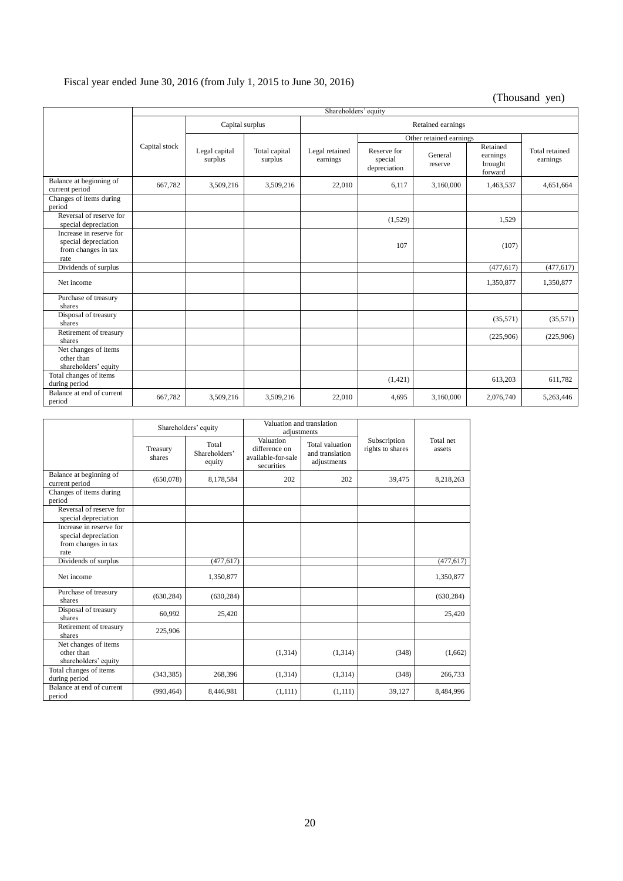Fiscal year ended June 30, 2016 (from July 1, 2015 to June 30, 2016)

(Thousand yen)

| | Shareholders' equity | | | | | | | |
|---|---|---|---|---|---|---|---|---|
| | | Capital surplus | | Retained earnings | | | | |
| | | | | | Other retained earnings | | | |
| | Capital stock | Legal capital surplus | Total capital surplus | Legal retained earnings | Reserve for special depreciation | General reserve | Retained earnings brought forward | Total retained earnings |
| Balance at beginning of current period | 667,782 | 3,509,216 | 3,509,216 | 22,010 | 6,117 | 3,160,000 | 1,463,537 | 4,651,664 |
| Changes of items during period | | | | | | | | |
| Reversal of reserve for special depreciation | | | | | (1,529) | | 1,529 | |
| Increase in reserve for special depreciation from changes in tax rate | | | | | 107 | | (107) | |
| Dividends of surplus | | | | | | | (477,617) | (477,617) |
| Net income | | | | | | | 1,350,877 | 1,350,877 |
| Purchase of treasury shares | | | | | | | | |
| Disposal of treasury shares | | | | | | | (35,571) | (35,571) |
| Retirement of treasury shares | | | | | | | (225,906) | (225,906) |
| Net changes of items other than shareholders' equity | | | | | | | | |
| Total changes of items during period | | | | | (1,421) | | 613,203 | 611,782 |
| Balance at end of current period | 667,782 | 3,509,216 | 3,509,216 | 22,010 | 4,695 | 3,160,000 | 2,076,740 | 5,263,446 |

| | Shareholders' equity | | Valuation and translation adjustments | | Subscription rights to shares | Total net assets |
|---|---|---|---|---|---|---|
| | Treasury shares | Total Shareholders' equity | Valuation difference on available-for-sale securities | Total valuation and translation adjustments | | |
| Balance at beginning of current period | (650,078) | 8,178,584 | 202 | 202 | 39,475 | 8,218,263 |
| Changes of items during period | | | | | | |
| Reversal of reserve for special depreciation | | | | | | |
| Increase in reserve for special depreciation from changes in tax rate | | | | | | |
| Dividends of surplus | | (477,617) | | | | (477,617) |
| Net income | | 1,350,877 | | | | 1,350,877 |
| Purchase of treasury shares | (630,284) | (630,284) | | | | (630,284) |
| Disposal of treasury shares | 60,992 | 25,420 | | | | 25,420 |
| Retirement of treasury shares | 225,906 | | | | | |
| Net changes of items other than shareholders' equity | | | (1,314) | (1,314) | (348) | (1,662) |
| Total changes of items during period | (343,385) | 268,396 | (1,314) | (1,314) | (348) | 266,733 |
| Balance at end of current period | (993,464) | 8,446,981 | (1,111) | (1,111) | 39,127 | 8,484,996 |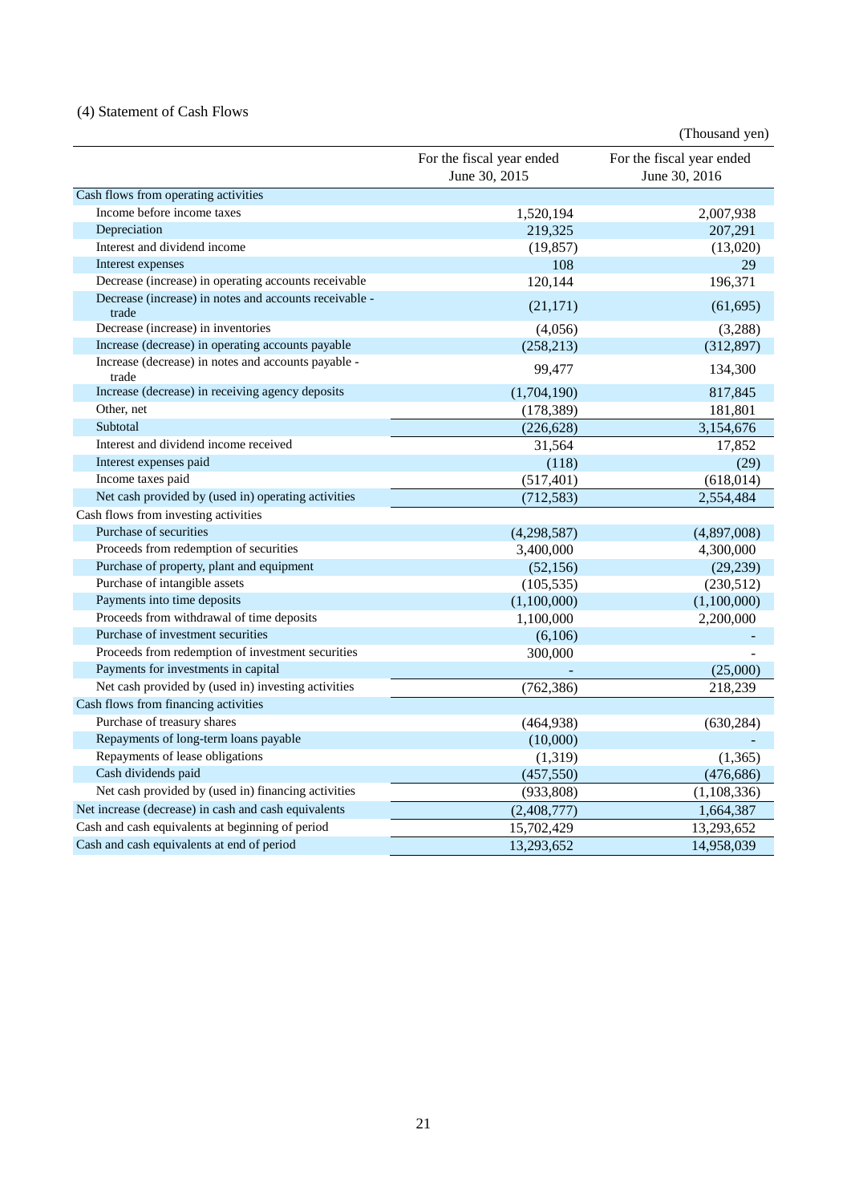(4) Statement of Cash Flows

(Thousand yen)

| | For the fiscal year ended June 30, 2015 | For the fiscal year ended June 30, 2016 |
|---|---|---|
| Cash flows from operating activities | | |
| Income before income taxes | 1,520,194 | 2,007,938 |
| Depreciation | 219,325 | 207,291 |
| Interest and dividend income | (19,857) | (13,020) |
| Interest expenses | 108 | 29 |
| Decrease (increase) in operating accounts receivable | 120,144 | 196,371 |
| Decrease (increase) in notes and accounts receivable - trade | (21,171) | (61,695) |
| Decrease (increase) in inventories | (4,056) | (3,288) |
| Increase (decrease) in operating accounts payable | (258,213) | (312,897) |
| Increase (decrease) in notes and accounts payable - trade | 99,477 | 134,300 |
| Increase (decrease) in receiving agency deposits | (1,704,190) | 817,845 |
| Other, net | (178,389) | 181,801 |
| Subtotal | (226,628) | 3,154,676 |
| Interest and dividend income received | 31,564 | 17,852 |
| Interest expenses paid | (118) | (29) |
| Income taxes paid | (517,401) | (618,014) |
| Net cash provided by (used in) operating activities | (712,583) | 2,554,484 |
| Cash flows from investing activities | | |
| Purchase of securities | (4,298,587) | (4,897,008) |
| Proceeds from redemption of securities | 3,400,000 | 4,300,000 |
| Purchase of property, plant and equipment | (52,156) | (29,239) |
| Purchase of intangible assets | (105,535) | (230,512) |
| Payments into time deposits | (1,100,000) | (1,100,000) |
| Proceeds from withdrawal of time deposits | 1,100,000 | 2,200,000 |
| Purchase of investment securities | (6,106) | - |
| Proceeds from redemption of investment securities | 300,000 | - |
| Payments for investments in capital | - | (25,000) |
| Net cash provided by (used in) investing activities | (762,386) | 218,239 |
| Cash flows from financing activities | | |
| Purchase of treasury shares | (464,938) | (630,284) |
| Repayments of long-term loans payable | (10,000) | - |
| Repayments of lease obligations | (1,319) | (1,365) |
| Cash dividends paid | (457,550) | (476,686) |
| Net cash provided by (used in) financing activities | (933,808) | (1,108,336) |
| Net increase (decrease) in cash and cash equivalents | (2,408,777) | 1,664,387 |
| Cash and cash equivalents at beginning of period | 15,702,429 | 13,293,652 |
| Cash and cash equivalents at end of period | 13,293,652 | 14,958,039 |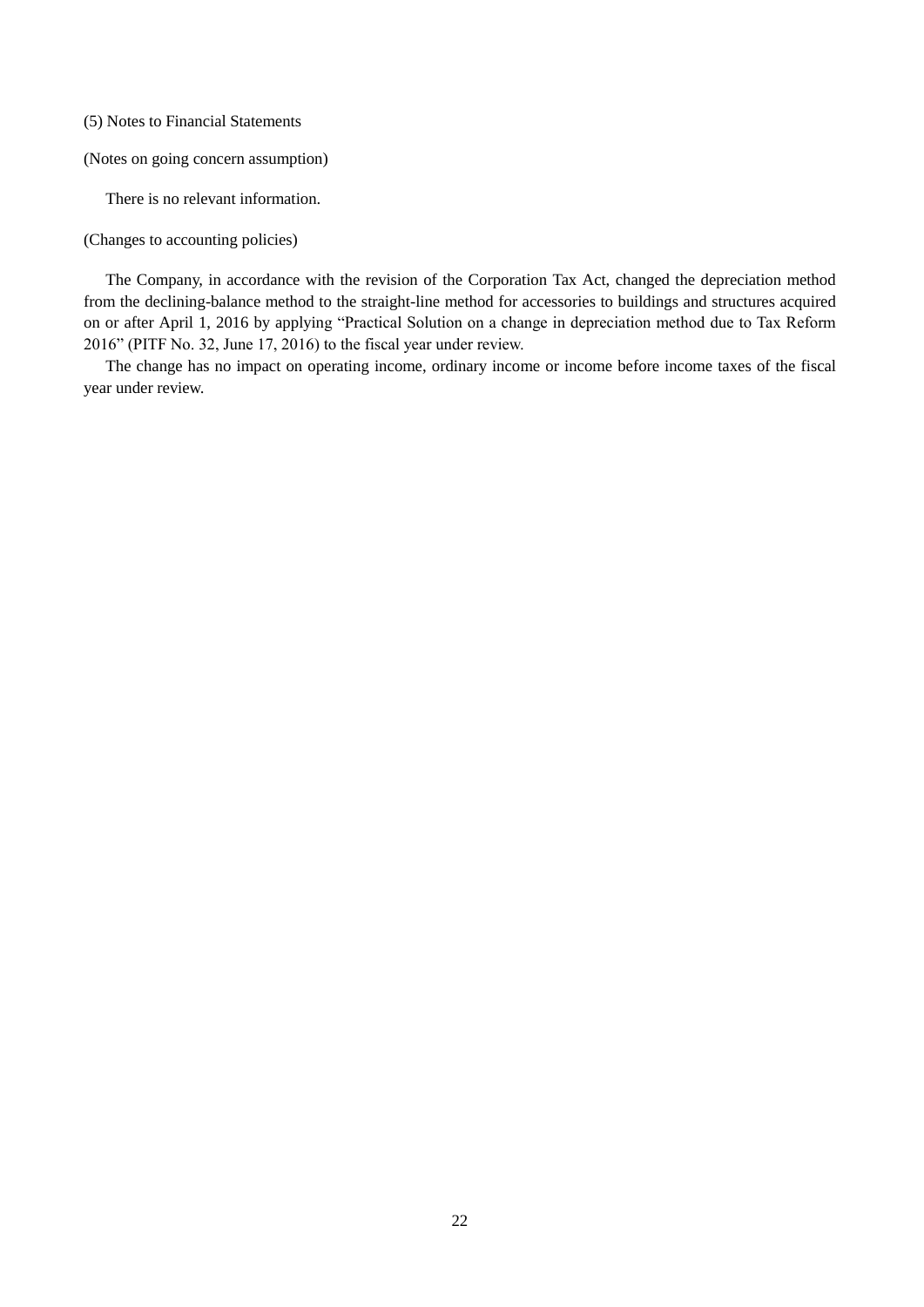### (5) Notes to Financial Statements

#### (Notes on going concern assumption)

There is no relevant information.

#### (Changes to accounting policies)

The Company, in accordance with the revision of the Corporation Tax Act, changed the depreciation method from the declining-balance method to the straight-line method for accessories to buildings and structures acquired on or after April 1, 2016 by applying "Practical Solution on a change in depreciation method due to Tax Reform 2016" (PITF No. 32, June 17, 2016) to the fiscal year under review.

The change has no impact on operating income, ordinary income or income before income taxes of the fiscal year under review.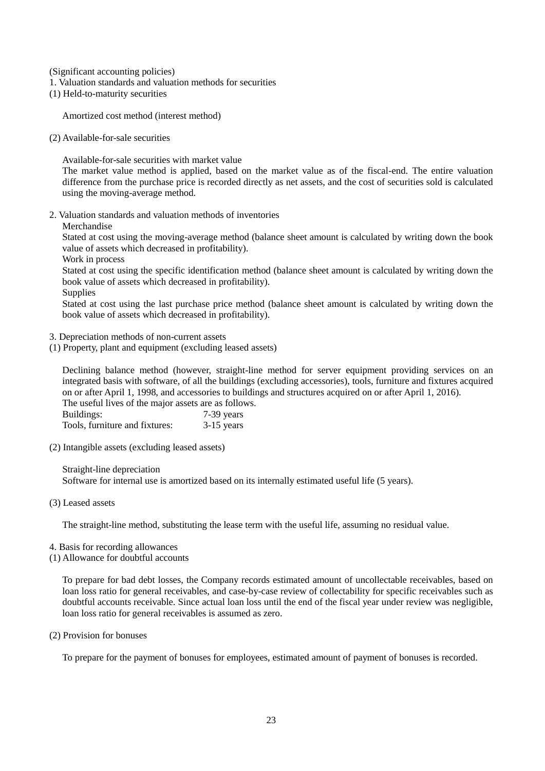(Significant accounting policies)

1. Valuation standards and valuation methods for securities

(1) Held-to-maturity securities

Amortized cost method (interest method)

(2) Available-for-sale securities

Available-for-sale securities with market value

The market value method is applied, based on the market value as of the fiscal-end. The entire valuation difference from the purchase price is recorded directly as net assets, and the cost of securities sold is calculated using the moving-average method.

2. Valuation standards and valuation methods of inventories

Merchandise

Stated at cost using the moving-average method (balance sheet amount is calculated by writing down the book value of assets which decreased in profitability).

Work in process

Stated at cost using the specific identification method (balance sheet amount is calculated by writing down the book value of assets which decreased in profitability).

Supplies

Stated at cost using the last purchase price method (balance sheet amount is calculated by writing down the book value of assets which decreased in profitability).

3. Depreciation methods of non-current assets

(1) Property, plant and equipment (excluding leased assets)

Declining balance method (however, straight-line method for server equipment providing services on an integrated basis with software, of all the buildings (excluding accessories), tools, furniture and fixtures acquired on or after April 1, 1998, and accessories to buildings and structures acquired on or after April 1, 2016).

The useful lives of the major assets are as follows.

| | |
|---|---|
| Buildings: | 7-39 years |
| Tools, furniture and fixtures: | 3-15 years |

(2) Intangible assets (excluding leased assets)

Straight-line depreciation

Software for internal use is amortized based on its internally estimated useful life (5 years).

(3) Leased assets

The straight-line method, substituting the lease term with the useful life, assuming no residual value.

4. Basis for recording allowances

(1) Allowance for doubtful accounts

To prepare for bad debt losses, the Company records estimated amount of uncollectable receivables, based on loan loss ratio for general receivables, and case-by-case review of collectability for specific receivables such as doubtful accounts receivable. Since actual loan loss until the end of the fiscal year under review was negligible, loan loss ratio for general receivables is assumed as zero.

(2) Provision for bonuses

To prepare for the payment of bonuses for employees, estimated amount of payment of bonuses is recorded.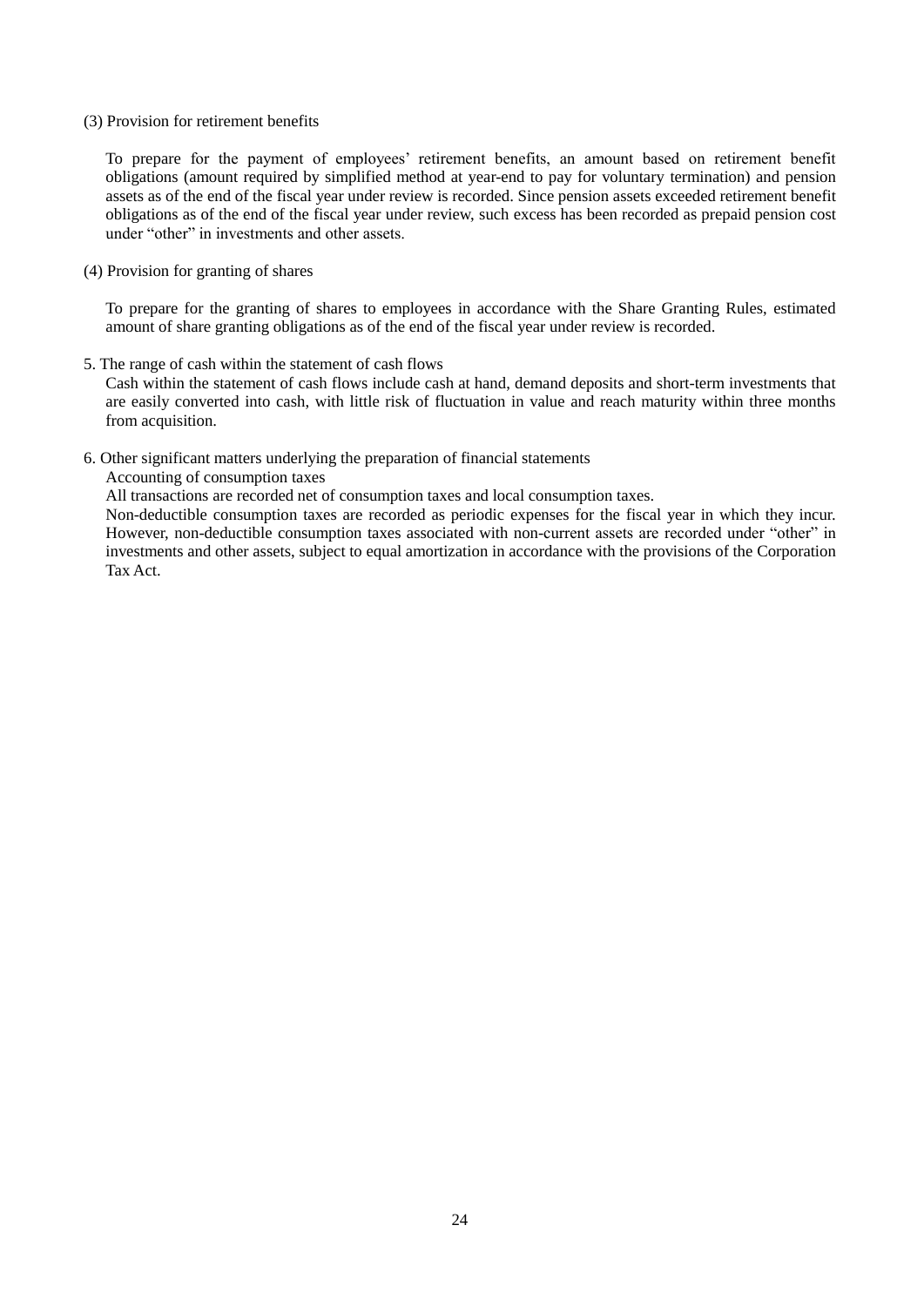(3) Provision for retirement benefits

To prepare for the payment of employees' retirement benefits, an amount based on retirement benefit obligations (amount required by simplified method at year-end to pay for voluntary termination) and pension assets as of the end of the fiscal year under review is recorded. Since pension assets exceeded retirement benefit obligations as of the end of the fiscal year under review, such excess has been recorded as prepaid pension cost under "other" in investments and other assets.

(4) Provision for granting of shares

To prepare for the granting of shares to employees in accordance with the Share Granting Rules, estimated amount of share granting obligations as of the end of the fiscal year under review is recorded.

5. The range of cash within the statement of cash flows

Cash within the statement of cash flows include cash at hand, demand deposits and short-term investments that are easily converted into cash, with little risk of fluctuation in value and reach maturity within three months from acquisition.

6. Other significant matters underlying the preparation of financial statements

Accounting of consumption taxes

All transactions are recorded net of consumption taxes and local consumption taxes.

Non-deductible consumption taxes are recorded as periodic expenses for the fiscal year in which they incur. However, non-deductible consumption taxes associated with non-current assets are recorded under "other" in investments and other assets, subject to equal amortization in accordance with the provisions of the Corporation Tax Act.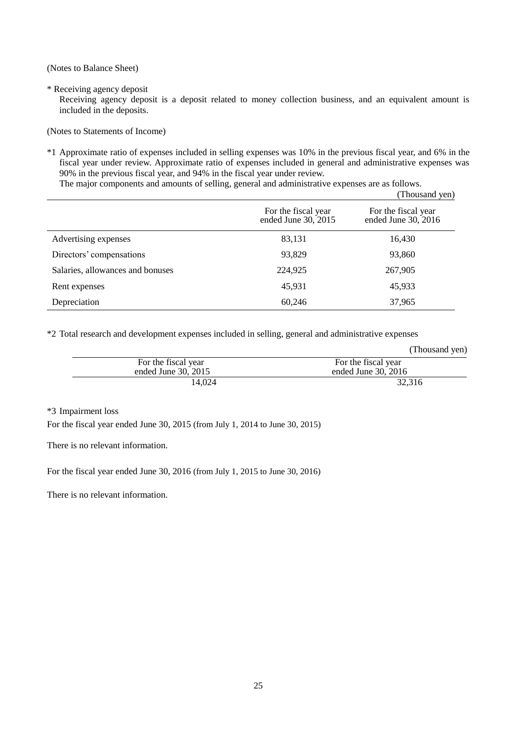(Notes to Balance Sheet)

* Receiving agency deposit

Receiving agency deposit is a deposit related to money collection business, and an equivalent amount is included in the deposits.

(Notes to Statements of Income)

*1 Approximate ratio of expenses included in selling expenses was 10% in the previous fiscal year, and 6% in the fiscal year under review. Approximate ratio of expenses included in general and administrative expenses was 90% in the previous fiscal year, and 94% in the fiscal year under review.

The major components and amounts of selling, general and administrative expenses are as follows.

(Thousand yen)

| | For the fiscal year ended June 30, 2015 | For the fiscal year ended June 30, 2016 |
|---|---|---|
| Advertising expenses | 83,131 | 16,430 |
| Directors' compensations | 93,829 | 93,860 |
| Salaries, allowances and bonuses | 224,925 | 267,905 |
| Rent expenses | 45,931 | 45,933 |
| Depreciation | 60,246 | 37,965 |

*2 Total research and development expenses included in selling, general and administrative expenses

(Thousand yen)

| For the fiscal year ended June 30, 2015 | For the fiscal year ended June 30, 2016 |
|---|---|
| 14,024 | 32,316 |

*3 Impairment loss

For the fiscal year ended June 30, 2015 (from July 1, 2014 to June 30, 2015)

There is no relevant information.

For the fiscal year ended June 30, 2016 (from July 1, 2015 to June 30, 2016)

There is no relevant information.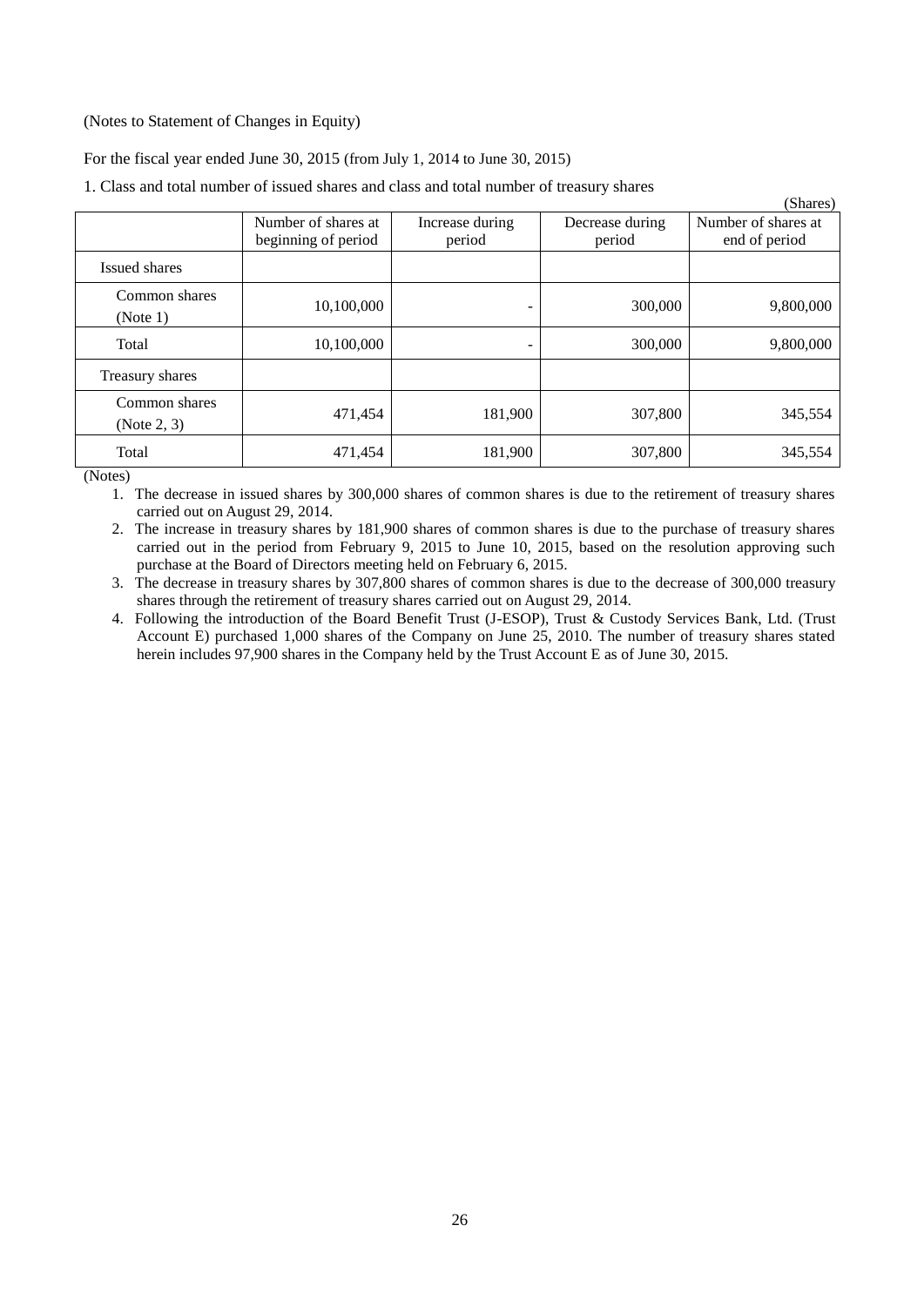(Notes to Statement of Changes in Equity)

For the fiscal year ended June 30, 2015 (from July 1, 2014 to June 30, 2015)

1. Class and total number of issued shares and class and total number of treasury shares

(Shares)

| | Number of shares at beginning of period | Increase during period | Decrease during period | Number of shares at end of period |
|---|---|---|---|---|
| Issued shares | | | | |
| Common shares (Note 1) | 10,100,000 | - | 300,000 | 9,800,000 |
| Total | 10,100,000 | - | 300,000 | 9,800,000 |
| Treasury shares | | | | |
| Common shares (Note 2, 3) | 471,454 | 181,900 | 307,800 | 345,554 |
| Total | 471,454 | 181,900 | 307,800 | 345,554 |

(Notes)

1. The decrease in issued shares by 300,000 shares of common shares is due to the retirement of treasury shares carried out on August 29, 2014.
2. The increase in treasury shares by 181,900 shares of common shares is due to the purchase of treasury shares carried out in the period from February 9, 2015 to June 10, 2015, based on the resolution approving such purchase at the Board of Directors meeting held on February 6, 2015.
3. The decrease in treasury shares by 307,800 shares of common shares is due to the decrease of 300,000 treasury shares through the retirement of treasury shares carried out on August 29, 2014.
4. Following the introduction of the Board Benefit Trust (J-ESOP), Trust & Custody Services Bank, Ltd. (Trust Account E) purchased 1,000 shares of the Company on June 25, 2010. The number of treasury shares stated herein includes 97,900 shares in the Company held by the Trust Account E as of June 30, 2015.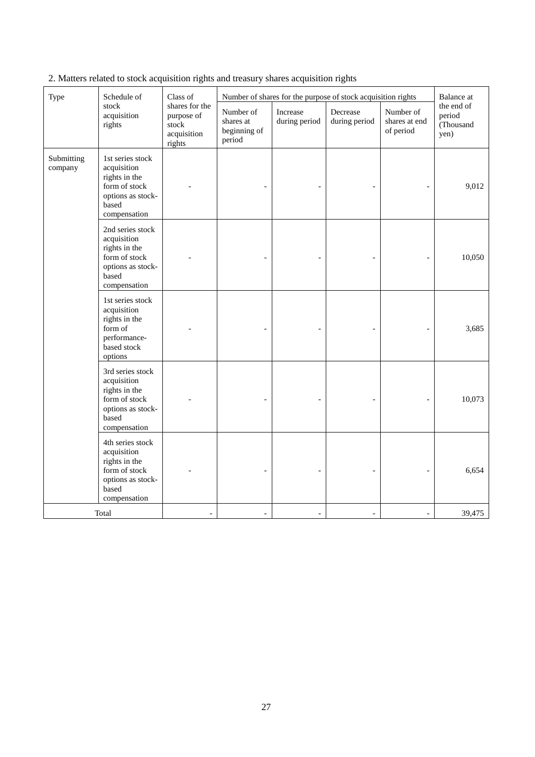2. Matters related to stock acquisition rights and treasury shares acquisition rights

| Type | Schedule of stock acquisition rights | Class of shares for the purpose of stock acquisition rights | Number of shares for the purpose of stock acquisition rights | | | | Balance at the end of period (Thousand yen) |
|---|---|---|---|---|---|---|---|
| | | | Number of shares at beginning of period | Increase during period | Decrease during period | Number of shares at end of period | |
| Submitting company | 1st series stock acquisition rights in the form of stock options as stock-based compensation | - | - | - | - | - | 9,012 |
| | 2nd series stock acquisition rights in the form of stock options as stock-based compensation | - | - | - | - | - | 10,050 |
| | 1st series stock acquisition rights in the form of performance-based stock options | - | - | - | - | - | 3,685 |
| | 3rd series stock acquisition rights in the form of stock options as stock-based compensation | - | - | - | - | - | 10,073 |
| | 4th series stock acquisition rights in the form of stock options as stock-based compensation | - | - | - | - | - | 6,654 |
| Total | | - | - | - | - | - | 39,475 |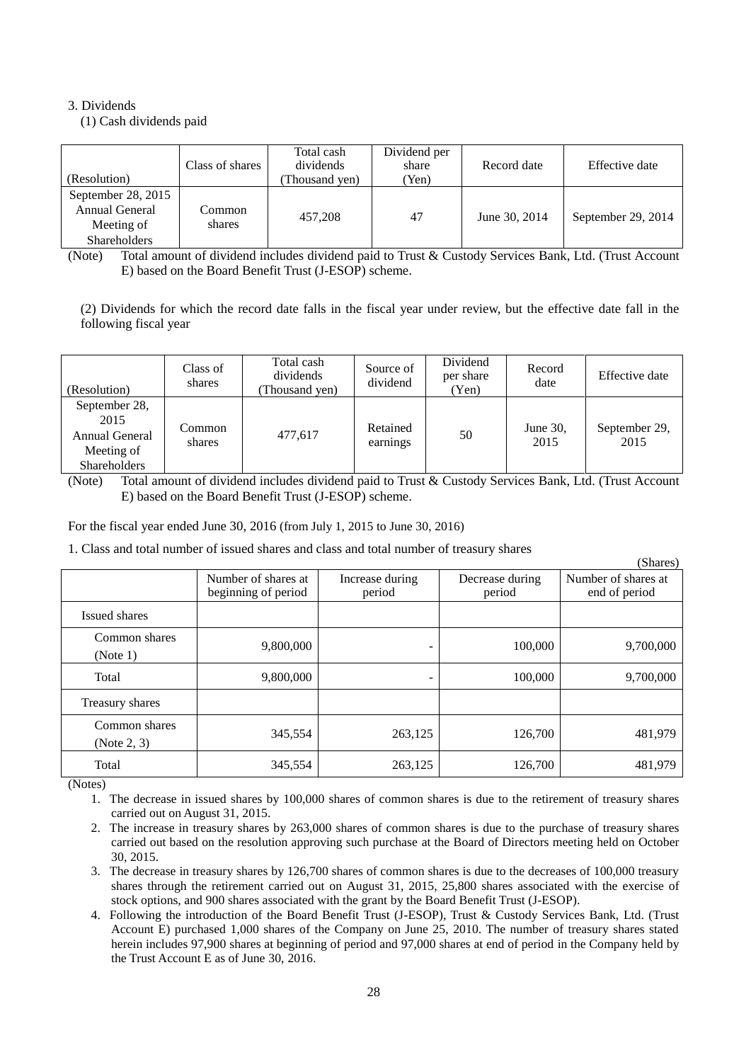3. Dividends

(1) Cash dividends paid

| (Resolution) | Class of shares | Total cash dividends (Thousand yen) | Dividend per share (Yen) | Record date | Effective date |
|---|---|---|---|---|---|
| September 28, 2015 Annual General Meeting of Shareholders | Common shares | 457,208 | 47 | June 30, 2014 | September 29, 2014 |

(Note) Total amount of dividend includes dividend paid to Trust & Custody Services Bank, Ltd. (Trust Account E) based on the Board Benefit Trust (J-ESOP) scheme.

(2) Dividends for which the record date falls in the fiscal year under review, but the effective date fall in the following fiscal year

| (Resolution) | Class of shares | Total cash dividends (Thousand yen) | Source of dividend | Dividend per share (Yen) | Record date | Effective date |
|---|---|---|---|---|---|---|
| September 28, 2015 Annual General Meeting of Shareholders | Common shares | 477,617 | Retained earnings | 50 | June 30, 2015 | September 29, 2015 |

(Note) Total amount of dividend includes dividend paid to Trust & Custody Services Bank, Ltd. (Trust Account E) based on the Board Benefit Trust (J-ESOP) scheme.

For the fiscal year ended June 30, 2016 (from July 1, 2015 to June 30, 2016)

1. Class and total number of issued shares and class and total number of treasury shares

(Shares)

| | Number of shares at beginning of period | Increase during period | Decrease during period | Number of shares at end of period |
|---|---|---|---|---|
| Issued shares | | | | |
| Common shares (Note 1) | 9,800,000 | - | 100,000 | 9,700,000 |
| Total | 9,800,000 | - | 100,000 | 9,700,000 |
| Treasury shares | | | | |
| Common shares (Note 2, 3) | 345,554 | 263,125 | 126,700 | 481,979 |
| Total | 345,554 | 263,125 | 126,700 | 481,979 |

(Notes)

1. The decrease in issued shares by 100,000 shares of common shares is due to the retirement of treasury shares carried out on August 31, 2015.
2. The increase in treasury shares by 263,000 shares of common shares is due to the purchase of treasury shares carried out based on the resolution approving such purchase at the Board of Directors meeting held on October 30, 2015.
3. The decrease in treasury shares by 126,700 shares of common shares is due to the decreases of 100,000 treasury shares through the retirement carried out on August 31, 2015, 25,800 shares associated with the exercise of stock options, and 900 shares associated with the grant by the Board Benefit Trust (J-ESOP).
4. Following the introduction of the Board Benefit Trust (J-ESOP), Trust & Custody Services Bank, Ltd. (Trust Account E) purchased 1,000 shares of the Company on June 25, 2010. The number of treasury shares stated herein includes 97,900 shares at beginning of period and 97,000 shares at end of period in the Company held by the Trust Account E as of June 30, 2016.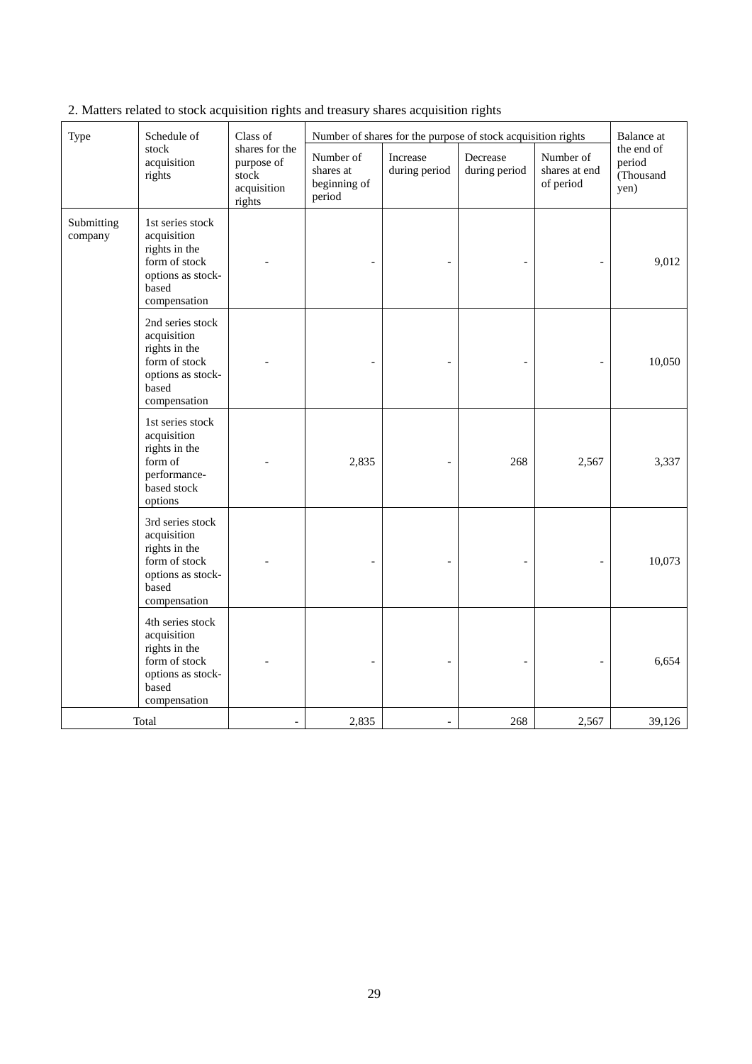2. Matters related to stock acquisition rights and treasury shares acquisition rights

| Type | Schedule of stock acquisition rights | Class of shares for the purpose of stock acquisition rights | Number of shares for the purpose of stock acquisition rights | | | | Balance at the end of period (Thousand yen) |
|---|---|---|---|---|---|---|---|
| | | | Number of shares at beginning of period | Increase during period | Decrease during period | Number of shares at end of period | |
| Submitting company | 1st series stock acquisition rights in the form of stock options as stock-based compensation | - | - | - | - | - | 9,012 |
| | 2nd series stock acquisition rights in the form of stock options as stock-based compensation | - | - | - | - | - | 10,050 |
| | 1st series stock acquisition rights in the form of performance-based stock options | - | 2,835 | - | 268 | 2,567 | 3,337 |
| | 3rd series stock acquisition rights in the form of stock options as stock-based compensation | - | - | - | - | - | 10,073 |
| | 4th series stock acquisition rights in the form of stock options as stock-based compensation | - | - | - | - | - | 6,654 |
| Total | | - | 2,835 | - | 268 | 2,567 | 39,126 |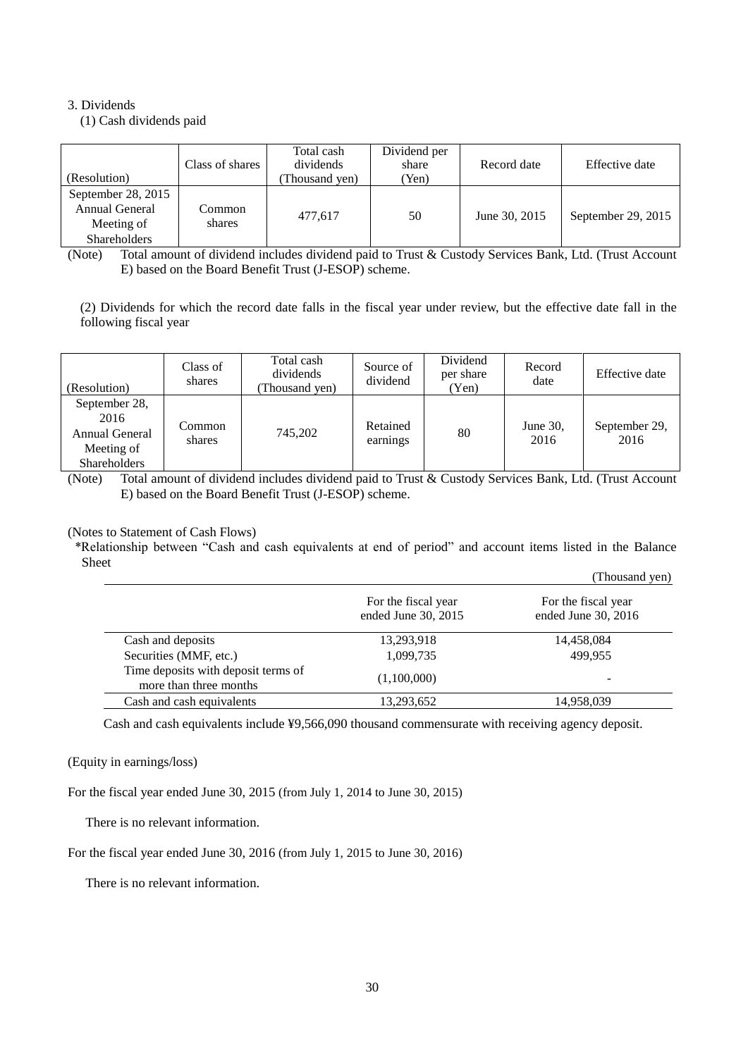3. Dividends

(1) Cash dividends paid

| (Resolution) | Class of shares | Total cash dividends (Thousand yen) | Dividend per share (Yen) | Record date | Effective date |
|---|---|---|---|---|---|
| September 28, 2015 Annual General Meeting of Shareholders | Common shares | 477,617 | 50 | June 30, 2015 | September 29, 2015 |

(Note) Total amount of dividend includes dividend paid to Trust & Custody Services Bank, Ltd. (Trust Account E) based on the Board Benefit Trust (J-ESOP) scheme.

(2) Dividends for which the record date falls in the fiscal year under review, but the effective date fall in the following fiscal year

| (Resolution) | Class of shares | Total cash dividends (Thousand yen) | Source of dividend | Dividend per share (Yen) | Record date | Effective date |
|---|---|---|---|---|---|---|
| September 28, 2016 Annual General Meeting of Shareholders | Common shares | 745,202 | Retained earnings | 80 | June 30, 2016 | September 29, 2016 |

(Note) Total amount of dividend includes dividend paid to Trust & Custody Services Bank, Ltd. (Trust Account E) based on the Board Benefit Trust (J-ESOP) scheme.

(Notes to Statement of Cash Flows)

*Relationship between "Cash and cash equivalents at end of period" and account items listed in the Balance Sheet

(Thousand yen)

| | For the fiscal year ended June 30, 2015 | For the fiscal year ended June 30, 2016 |
|---|---|---|
| Cash and deposits | 13,293,918 | 14,458,084 |
| Securities (MMF, etc.) | 1,099,735 | 499,955 |
| Time deposits with deposit terms of more than three months | (1,100,000) | - |
| Cash and cash equivalents | 13,293,652 | 14,958,039 |

Cash and cash equivalents include ¥9,566,090 thousand commensurate with receiving agency deposit.

(Equity in earnings/loss)

For the fiscal year ended June 30, 2015 (from July 1, 2014 to June 30, 2015)

There is no relevant information.

For the fiscal year ended June 30, 2016 (from July 1, 2015 to June 30, 2016)

There is no relevant information.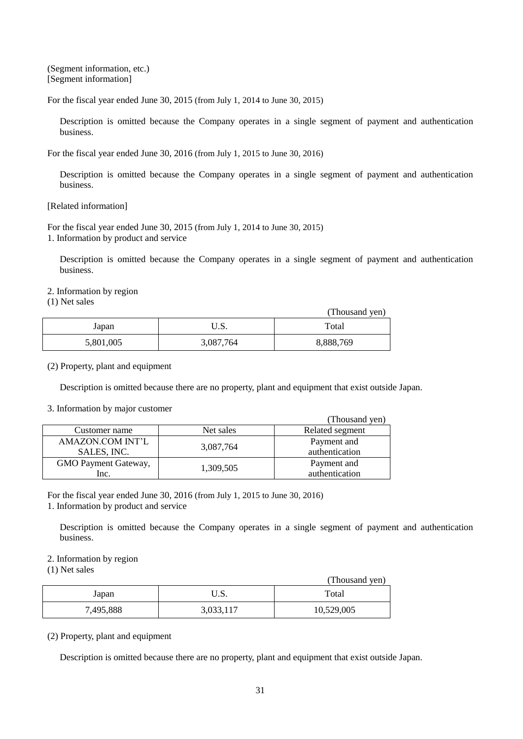(Segment information, etc.)
[Segment information]

For the fiscal year ended June 30, 2015 (from July 1, 2014 to June 30, 2015)

Description is omitted because the Company operates in a single segment of payment and authentication business.

For the fiscal year ended June 30, 2016 (from July 1, 2015 to June 30, 2016)

Description is omitted because the Company operates in a single segment of payment and authentication business.

[Related information]

For the fiscal year ended June 30, 2015 (from July 1, 2014 to June 30, 2015)
1. Information by product and service

Description is omitted because the Company operates in a single segment of payment and authentication business.

2. Information by region
(1) Net sales

(Thousand yen)

| Japan | U.S. | Total |
|---|---|---|
| 5,801,005 | 3,087,764 | 8,888,769 |

(2) Property, plant and equipment

Description is omitted because there are no property, plant and equipment that exist outside Japan.

3. Information by major customer

(Thousand yen)

| Customer name | Net sales | Related segment |
|---|---|---|
| AMAZON.COM INT'L SALES, INC. | 3,087,764 | Payment and authentication |
| GMO Payment Gateway, Inc. | 1,309,505 | Payment and authentication |

For the fiscal year ended June 30, 2016 (from July 1, 2015 to June 30, 2016)
1. Information by product and service

Description is omitted because the Company operates in a single segment of payment and authentication business.

2. Information by region
(1) Net sales

(Thousand yen)

| Japan | U.S. | Total |
|---|---|---|
| 7,495,888 | 3,033,117 | 10,529,005 |

(2) Property, plant and equipment

Description is omitted because there are no property, plant and equipment that exist outside Japan.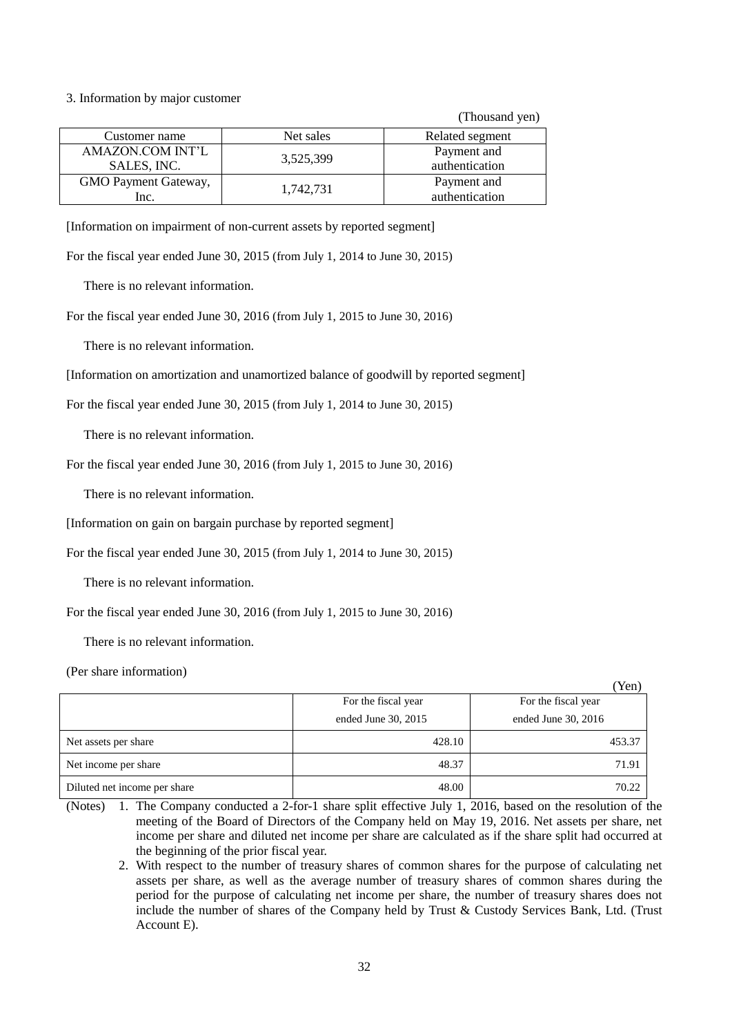3. Information by major customer

(Thousand yen)

| Customer name | Net sales | Related segment |
|---|---|---|
| AMAZON.COM INT'L SALES, INC. | 3,525,399 | Payment and authentication |
| GMO Payment Gateway, Inc. | 1,742,731 | Payment and authentication |

[Information on impairment of non-current assets by reported segment]

For the fiscal year ended June 30, 2015 (from July 1, 2014 to June 30, 2015)

There is no relevant information.

For the fiscal year ended June 30, 2016 (from July 1, 2015 to June 30, 2016)

There is no relevant information.

[Information on amortization and unamortized balance of goodwill by reported segment]

For the fiscal year ended June 30, 2015 (from July 1, 2014 to June 30, 2015)

There is no relevant information.

For the fiscal year ended June 30, 2016 (from July 1, 2015 to June 30, 2016)

There is no relevant information.

[Information on gain on bargain purchase by reported segment]

For the fiscal year ended June 30, 2015 (from July 1, 2014 to June 30, 2015)

There is no relevant information.

For the fiscal year ended June 30, 2016 (from July 1, 2015 to June 30, 2016)

There is no relevant information.

(Per share information)

(Yen)

| | For the fiscal year ended June 30, 2015 | For the fiscal year ended June 30, 2016 |
|---|---|---|
| Net assets per share | 428.10 | 453.37 |
| Net income per share | 48.37 | 71.91 |
| Diluted net income per share | 48.00 | 70.22 |

(Notes)
1. The Company conducted a 2-for-1 share split effective July 1, 2016, based on the resolution of the meeting of the Board of Directors of the Company held on May 19, 2016. Net assets per share, net income per share and diluted net income per share are calculated as if the share split had occurred at the beginning of the prior fiscal year.
2. With respect to the number of treasury shares of common shares for the purpose of calculating net assets per share, as well as the average number of treasury shares of common shares during the period for the purpose of calculating net income per share, the number of treasury shares does not include the number of shares of the Company held by Trust & Custody Services Bank, Ltd. (Trust Account E).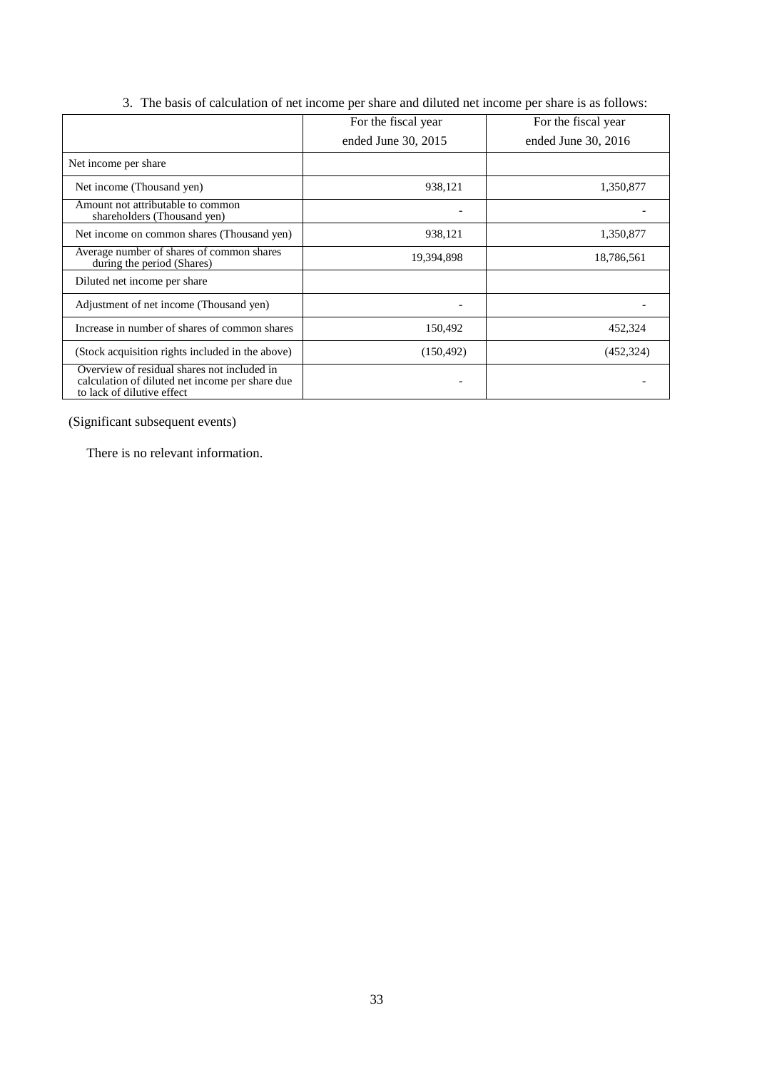3. The basis of calculation of net income per share and diluted net income per share is as follows:

| | For the fiscal year ended June 30, 2015 | For the fiscal year ended June 30, 2016 |
|---|---|---|
| Net income per share | | |
| Net income (Thousand yen) | 938,121 | 1,350,877 |
| Amount not attributable to common shareholders (Thousand yen) | - | - |
| Net income on common shares (Thousand yen) | 938,121 | 1,350,877 |
| Average number of shares of common shares during the period (Shares) | 19,394,898 | 18,786,561 |
| Diluted net income per share | | |
| Adjustment of net income (Thousand yen) | - | - |
| Increase in number of shares of common shares | 150,492 | 452,324 |
| (Stock acquisition rights included in the above) | (150,492) | (452,324) |
| Overview of residual shares not included in calculation of diluted net income per share due to lack of dilutive effect | - | - |

(Significant subsequent events)

There is no relevant information.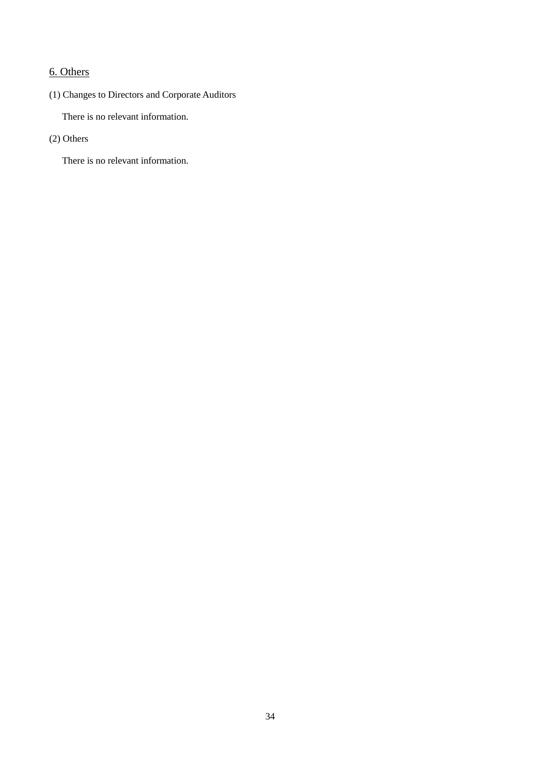## 6. Others

(1) Changes to Directors and Corporate Auditors

There is no relevant information.

(2) Others

There is no relevant information.